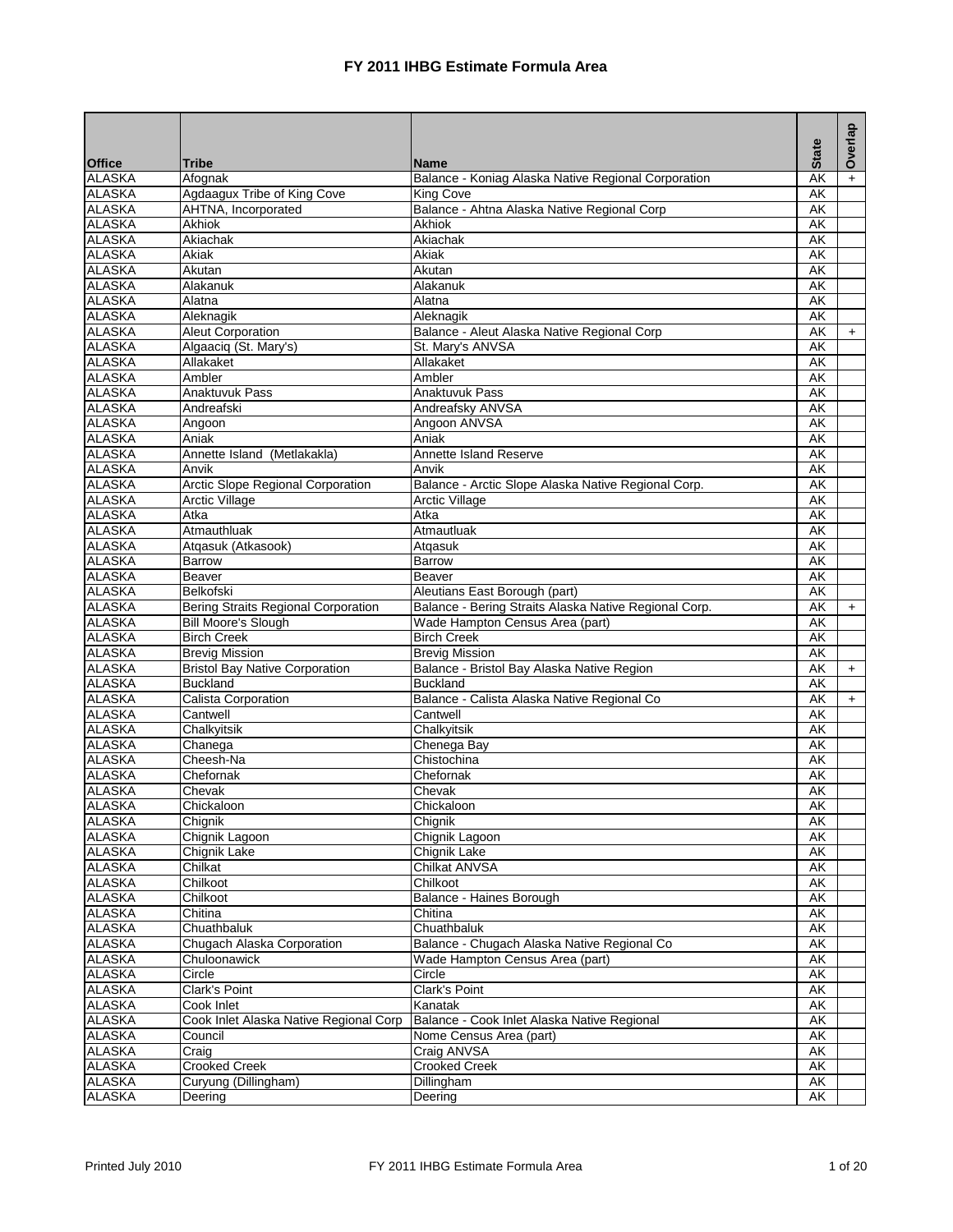# FY 2011 IHBG Estimate Formula Area

| Office | Tribe | Name | State | Overlap |
|---|---|---|---|---|
| ALASKA | Afognak | Balance - Koniag Alaska Native Regional Corporation | AK | + |
| ALASKA | Agdaagux Tribe of King Cove | King Cove | AK | |
| ALASKA | AHTNA, Incorporated | Balance - Ahtna Alaska Native Regional Corp | AK | |
| ALASKA | Akhiok | Akhiok | AK | |
| ALASKA | Akiachak | Akiachak | AK | |
| ALASKA | Akiak | Akiak | AK | |
| ALASKA | Akutan | Akutan | AK | |
| ALASKA | Alakanuk | Alakanuk | AK | |
| ALASKA | Alatna | Alatna | AK | |
| ALASKA | Aleknagik | Aleknagik | AK | |
| ALASKA | Aleut Corporation | Balance - Aleut Alaska Native Regional Corp | AK | + |
| ALASKA | Algaaciq (St. Mary's) | St. Mary's ANVSA | AK | |
| ALASKA | Allakaket | Allakaket | AK | |
| ALASKA | Ambler | Ambler | AK | |
| ALASKA | Anaktuvuk Pass | Anaktuvuk Pass | AK | |
| ALASKA | Andreafski | Andreafsky ANVSA | AK | |
| ALASKA | Angoon | Angoon ANVSA | AK | |
| ALASKA | Aniak | Aniak | AK | |
| ALASKA | Annette Island (Metlakakla) | Annette Island Reserve | AK | |
| ALASKA | Anvik | Anvik | AK | |
| ALASKA | Arctic Slope Regional Corporation | Balance - Arctic Slope Alaska Native Regional Corp. | AK | |
| ALASKA | Arctic Village | Arctic Village | AK | |
| ALASKA | Atka | Atka | AK | |
| ALASKA | Atmauthluak | Atmautluak | AK | |
| ALASKA | Atqasuk (Atkasook) | Atqasuk | AK | |
| ALASKA | Barrow | Barrow | AK | |
| ALASKA | Beaver | Beaver | AK | |
| ALASKA | Belkofski | Aleutians East Borough (part) | AK | |
| ALASKA | Bering Straits Regional Corporation | Balance - Bering Straits Alaska Native Regional Corp. | AK | + |
| ALASKA | Bill Moore's Slough | Wade Hampton Census Area (part) | AK | |
| ALASKA | Birch Creek | Birch Creek | AK | |
| ALASKA | Brevig Mission | Brevig Mission | AK | |
| ALASKA | Bristol Bay Native Corporation | Balance - Bristol Bay Alaska Native Region | AK | + |
| ALASKA | Buckland | Buckland | AK | |
| ALASKA | Calista Corporation | Balance - Calista Alaska Native Regional Co | AK | + |
| ALASKA | Cantwell | Cantwell | AK | |
| ALASKA | Chalkyitsik | Chalkyitsik | AK | |
| ALASKA | Chanega | Chenega Bay | AK | |
| ALASKA | Cheesh-Na | Chistochina | AK | |
| ALASKA | Chefornak | Chefornak | AK | |
| ALASKA | Chevak | Chevak | AK | |
| ALASKA | Chickaloon | Chickaloon | AK | |
| ALASKA | Chignik | Chignik | AK | |
| ALASKA | Chignik Lagoon | Chignik Lagoon | AK | |
| ALASKA | Chignik Lake | Chignik Lake | AK | |
| ALASKA | Chilkat | Chilkat ANVSA | AK | |
| ALASKA | Chilkoot | Chilkoot | AK | |
| ALASKA | Chilkoot | Balance - Haines Borough | AK | |
| ALASKA | Chitina | Chitina | AK | |
| ALASKA | Chuathbaluk | Chuathbaluk | AK | |
| ALASKA | Chugach Alaska Corporation | Balance - Chugach Alaska Native Regional Co | AK | |
| ALASKA | Chuloonawick | Wade Hampton Census Area (part) | AK | |
| ALASKA | Circle | Circle | AK | |
| ALASKA | Clark's Point | Clark's Point | AK | |
| ALASKA | Cook Inlet | Kanatak | AK | |
| ALASKA | Cook Inlet Alaska Native Regional Corp | Balance - Cook Inlet Alaska Native Regional | AK | |
| ALASKA | Council | Nome Census Area (part) | AK | |
| ALASKA | Craig | Craig ANVSA | AK | |
| ALASKA | Crooked Creek | Crooked Creek | AK | |
| ALASKA | Curyung (Dillingham) | Dillingham | AK | |
| ALASKA | Deering | Deering | AK | |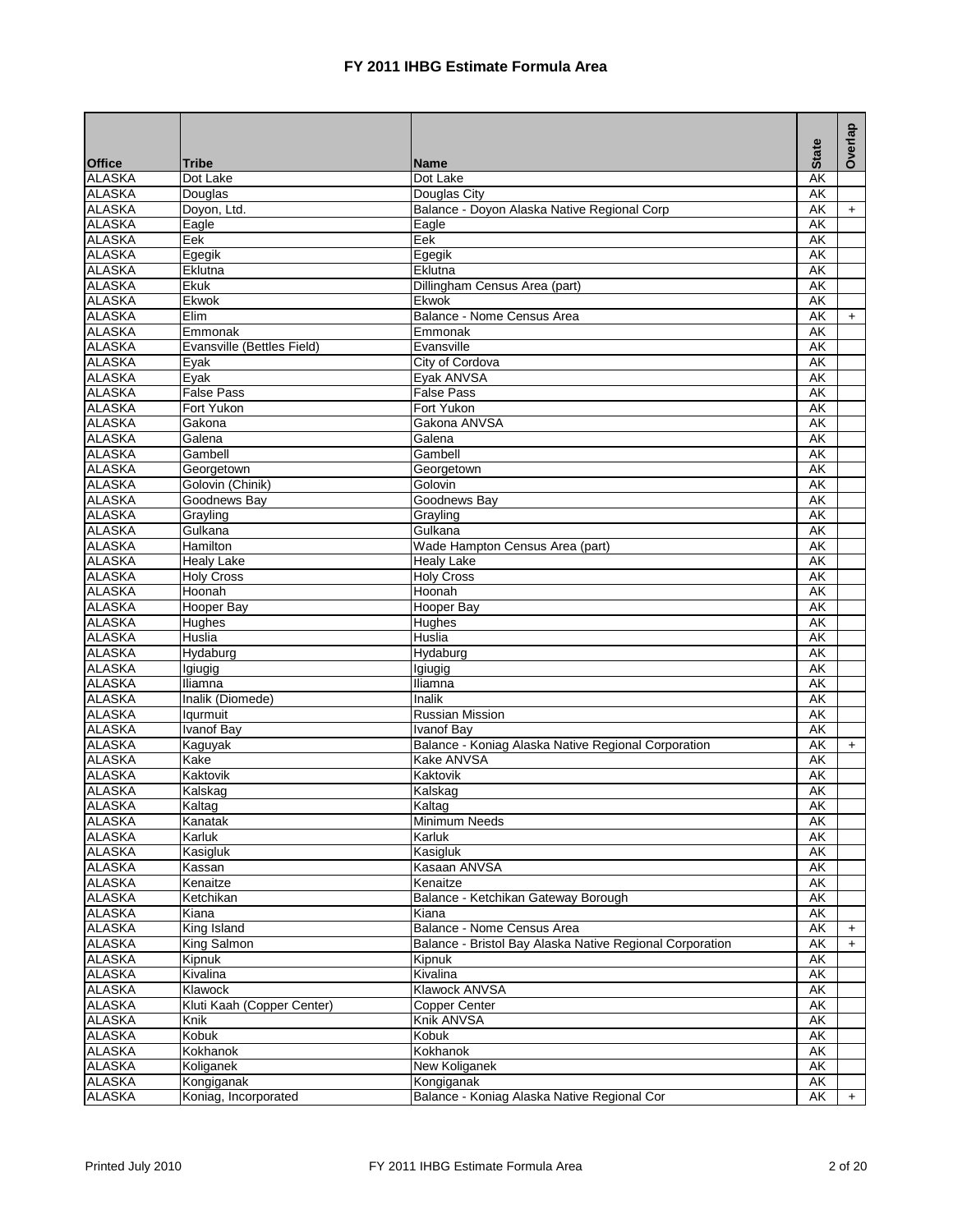# FY 2011 IHBG Estimate Formula Area

| Office | Tribe | Name | State | Overlap |
|---|---|---|---|---|
| ALASKA | Dot Lake | Dot Lake | AK | |
| ALASKA | Douglas | Douglas City | AK | |
| ALASKA | Doyon, Ltd. | Balance - Doyon Alaska Native Regional Corp | AK | + |
| ALASKA | Eagle | Eagle | AK | |
| ALASKA | Eek | Eek | AK | |
| ALASKA | Egegik | Egegik | AK | |
| ALASKA | Eklutna | Eklutna | AK | |
| ALASKA | Ekuk | Dillingham Census Area (part) | AK | |
| ALASKA | Ekwok | Ekwok | AK | |
| ALASKA | Elim | Balance - Nome Census Area | AK | + |
| ALASKA | Emmonak | Emmonak | AK | |
| ALASKA | Evansville (Bettles Field) | Evansville | AK | |
| ALASKA | Eyak | City of Cordova | AK | |
| ALASKA | Eyak | Eyak ANVSA | AK | |
| ALASKA | False Pass | False Pass | AK | |
| ALASKA | Fort Yukon | Fort Yukon | AK | |
| ALASKA | Gakona | Gakona ANVSA | AK | |
| ALASKA | Galena | Galena | AK | |
| ALASKA | Gambell | Gambell | AK | |
| ALASKA | Georgetown | Georgetown | AK | |
| ALASKA | Golovin (Chinik) | Golovin | AK | |
| ALASKA | Goodnews Bay | Goodnews Bay | AK | |
| ALASKA | Grayling | Grayling | AK | |
| ALASKA | Gulkana | Gulkana | AK | |
| ALASKA | Hamilton | Wade Hampton Census Area (part) | AK | |
| ALASKA | Healy Lake | Healy Lake | AK | |
| ALASKA | Holy Cross | Holy Cross | AK | |
| ALASKA | Hoonah | Hoonah | AK | |
| ALASKA | Hooper Bay | Hooper Bay | AK | |
| ALASKA | Hughes | Hughes | AK | |
| ALASKA | Huslia | Huslia | AK | |
| ALASKA | Hydaburg | Hydaburg | AK | |
| ALASKA | Igiugig | Igiugig | AK | |
| ALASKA | Iliamna | Iliamna | AK | |
| ALASKA | Inalik (Diomede) | Inalik | AK | |
| ALASKA | Iqurmuit | Russian Mission | AK | |
| ALASKA | Ivanof Bay | Ivanof Bay | AK | |
| ALASKA | Kaguyak | Balance - Koniag Alaska Native Regional Corporation | AK | + |
| ALASKA | Kake | Kake ANVSA | AK | |
| ALASKA | Kaktovik | Kaktovik | AK | |
| ALASKA | Kalskag | Kalskag | AK | |
| ALASKA | Kaltag | Kaltag | AK | |
| ALASKA | Kanatak | Minimum Needs | AK | |
| ALASKA | Karluk | Karluk | AK | |
| ALASKA | Kasigluk | Kasigluk | AK | |
| ALASKA | Kassan | Kasaan ANVSA | AK | |
| ALASKA | Kenaitze | Kenaitze | AK | |
| ALASKA | Ketchikan | Balance - Ketchikan Gateway Borough | AK | |
| ALASKA | Kiana | Kiana | AK | |
| ALASKA | King Island | Balance - Nome Census Area | AK | + |
| ALASKA | King Salmon | Balance - Bristol Bay Alaska Native Regional Corporation | AK | + |
| ALASKA | Kipnuk | Kipnuk | AK | |
| ALASKA | Kivalina | Kivalina | AK | |
| ALASKA | Klawock | Klawock ANVSA | AK | |
| ALASKA | Kluti Kaah (Copper Center) | Copper Center | AK | |
| ALASKA | Knik | Knik ANVSA | AK | |
| ALASKA | Kobuk | Kobuk | AK | |
| ALASKA | Kokhanok | Kokhanok | AK | |
| ALASKA | Koliganek | New Koliganek | AK | |
| ALASKA | Kongiganak | Kongiganak | AK | |
| ALASKA | Koniag, Incorporated | Balance - Koniag Alaska Native Regional Cor | AK | + |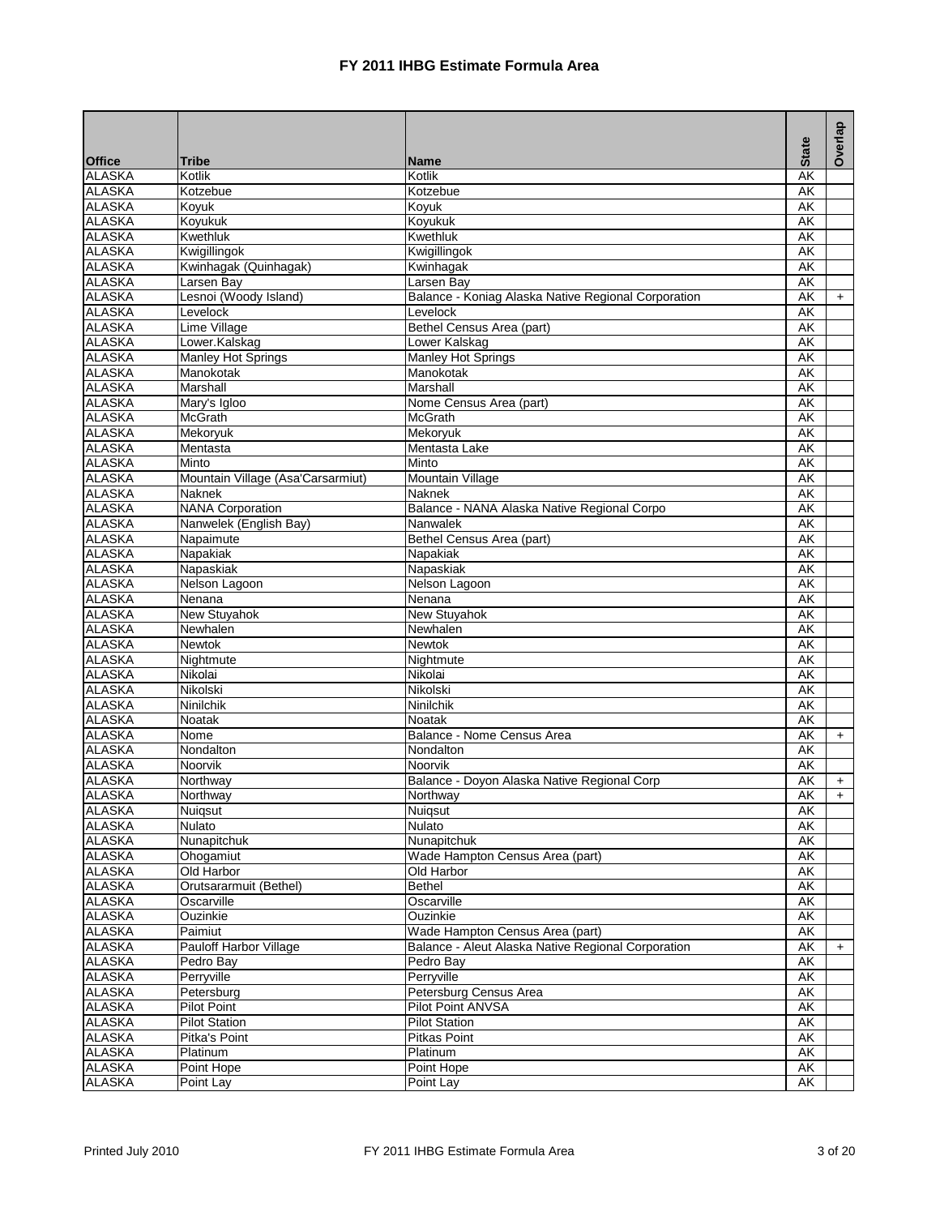# FY 2011 IHBG Estimate Formula Area

| Office | Tribe | Name | State | Overlap |
|---|---|---|---|---|
| ALASKA | Kotlik | Kotlik | AK | |
| ALASKA | Kotzebue | Kotzebue | AK | |
| ALASKA | Koyuk | Koyuk | AK | |
| ALASKA | Koyukuk | Koyukuk | AK | |
| ALASKA | Kwethluk | Kwethluk | AK | |
| ALASKA | Kwigillingok | Kwigillingok | AK | |
| ALASKA | Kwinhagak (Quinhagak) | Kwinhagak | AK | |
| ALASKA | Larsen Bay | Larsen Bay | AK | |
| ALASKA | Lesnoi (Woody Island) | Balance - Koniag Alaska Native Regional Corporation | AK | + |
| ALASKA | Levelock | Levelock | AK | |
| ALASKA | Lime Village | Bethel Census Area (part) | AK | |
| ALASKA | Lower.Kalskag | Lower Kalskag | AK | |
| ALASKA | Manley Hot Springs | Manley Hot Springs | AK | |
| ALASKA | Manokotak | Manokotak | AK | |
| ALASKA | Marshall | Marshall | AK | |
| ALASKA | Mary's Igloo | Nome Census Area (part) | AK | |
| ALASKA | McGrath | McGrath | AK | |
| ALASKA | Mekoryuk | Mekoryuk | AK | |
| ALASKA | Mentasta | Mentasta Lake | AK | |
| ALASKA | Minto | Minto | AK | |
| ALASKA | Mountain Village (Asa'Carsarmiut) | Mountain Village | AK | |
| ALASKA | Naknek | Naknek | AK | |
| ALASKA | NANA Corporation | Balance - NANA Alaska Native Regional Corpo | AK | |
| ALASKA | Nanwelek (English Bay) | Nanwalek | AK | |
| ALASKA | Napaimute | Bethel Census Area (part) | AK | |
| ALASKA | Napakiak | Napakiak | AK | |
| ALASKA | Napaskiak | Napaskiak | AK | |
| ALASKA | Nelson Lagoon | Nelson Lagoon | AK | |
| ALASKA | Nenana | Nenana | AK | |
| ALASKA | New Stuyahok | New Stuyahok | AK | |
| ALASKA | Newhalen | Newhalen | AK | |
| ALASKA | Newtok | Newtok | AK | |
| ALASKA | Nightmute | Nightmute | AK | |
| ALASKA | Nikolai | Nikolai | AK | |
| ALASKA | Nikolski | Nikolski | AK | |
| ALASKA | Ninilchik | Ninilchik | AK | |
| ALASKA | Noatak | Noatak | AK | |
| ALASKA | Nome | Balance - Nome Census Area | AK | + |
| ALASKA | Nondalton | Nondalton | AK | |
| ALASKA | Noorvik | Noorvik | AK | |
| ALASKA | Northway | Balance - Doyon Alaska Native Regional Corp | AK | + |
| ALASKA | Northway | Northway | AK | + |
| ALASKA | Nuiqsut | Nuiqsut | AK | |
| ALASKA | Nulato | Nulato | AK | |
| ALASKA | Nunapitchuk | Nunapitchuk | AK | |
| ALASKA | Ohogamiut | Wade Hampton Census Area (part) | AK | |
| ALASKA | Old Harbor | Old Harbor | AK | |
| ALASKA | Orutsararmuit (Bethel) | Bethel | AK | |
| ALASKA | Oscarville | Oscarville | AK | |
| ALASKA | Ouzinkie | Ouzinkie | AK | |
| ALASKA | Paimiut | Wade Hampton Census Area (part) | AK | |
| ALASKA | Pauloff Harbor Village | Balance - Aleut Alaska Native Regional Corporation | AK | + |
| ALASKA | Pedro Bay | Pedro Bay | AK | |
| ALASKA | Perryville | Perryville | AK | |
| ALASKA | Petersburg | Petersburg Census Area | AK | |
| ALASKA | Pilot Point | Pilot Point ANVSA | AK | |
| ALASKA | Pilot Station | Pilot Station | AK | |
| ALASKA | Pitka's Point | Pitkas Point | AK | |
| ALASKA | Platinum | Platinum | AK | |
| ALASKA | Point Hope | Point Hope | AK | |
| ALASKA | Point Lay | Point Lay | AK | |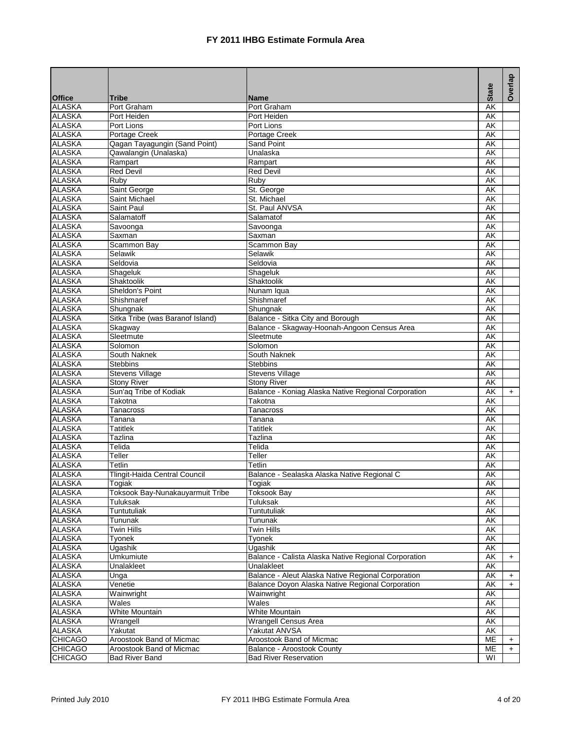# FY 2011 IHBG Estimate Formula Area

| Office | Tribe | Name | State | Overlap |
|---|---|---|---|---|
| ALASKA | Port Graham | Port Graham | AK | |
| ALASKA | Port Heiden | Port Heiden | AK | |
| ALASKA | Port Lions | Port Lions | AK | |
| ALASKA | Portage Creek | Portage Creek | AK | |
| ALASKA | Qagan Tayagungin (Sand Point) | Sand Point | AK | |
| ALASKA | Qawalangin (Unalaska) | Unalaska | AK | |
| ALASKA | Rampart | Rampart | AK | |
| ALASKA | Red Devil | Red Devil | AK | |
| ALASKA | Ruby | Ruby | AK | |
| ALASKA | Saint George | St. George | AK | |
| ALASKA | Saint Michael | St. Michael | AK | |
| ALASKA | Saint Paul | St. Paul ANVSA | AK | |
| ALASKA | Salamatoff | Salamatof | AK | |
| ALASKA | Savoonga | Savoonga | AK | |
| ALASKA | Saxman | Saxman | AK | |
| ALASKA | Scammon Bay | Scammon Bay | AK | |
| ALASKA | Selawik | Selawik | AK | |
| ALASKA | Seldovia | Seldovia | AK | |
| ALASKA | Shageluk | Shageluk | AK | |
| ALASKA | Shaktoolik | Shaktoolik | AK | |
| ALASKA | Sheldon's Point | Nunam Iqua | AK | |
| ALASKA | Shishmaref | Shishmaref | AK | |
| ALASKA | Shungnak | Shungnak | AK | |
| ALASKA | Sitka Tribe (was Baranof Island) | Balance - Sitka City and Borough | AK | |
| ALASKA | Skagway | Balance - Skagway-Hoonah-Angoon Census Area | AK | |
| ALASKA | Sleetmute | Sleetmute | AK | |
| ALASKA | Solomon | Solomon | AK | |
| ALASKA | South Naknek | South Naknek | AK | |
| ALASKA | Stebbins | Stebbins | AK | |
| ALASKA | Stevens Village | Stevens Village | AK | |
| ALASKA | Stony River | Stony River | AK | |
| ALASKA | Sun'aq Tribe of Kodiak | Balance - Koniag Alaska Native Regional Corporation | AK | + |
| ALASKA | Takotna | Takotna | AK | |
| ALASKA | Tanacross | Tanacross | AK | |
| ALASKA | Tanana | Tanana | AK | |
| ALASKA | Tatitlek | Tatitlek | AK | |
| ALASKA | Tazlina | Tazlina | AK | |
| ALASKA | Telida | Telida | AK | |
| ALASKA | Teller | Teller | AK | |
| ALASKA | Tetlin | Tetlin | AK | |
| ALASKA | Tlingit-Haida Central Council | Balance - Sealaska Alaska Native Regional C | AK | |
| ALASKA | Togiak | Togiak | AK | |
| ALASKA | Toksook Bay-Nunakauyarmuit Tribe | Toksook Bay | AK | |
| ALASKA | Tuluksak | Tuluksak | AK | |
| ALASKA | Tuntutuliak | Tuntutuliak | AK | |
| ALASKA | Tununak | Tununak | AK | |
| ALASKA | Twin Hills | Twin Hills | AK | |
| ALASKA | Tyonek | Tyonek | AK | |
| ALASKA | Ugashik | Ugashik | AK | |
| ALASKA | Umkumiute | Balance - Calista Alaska Native Regional Corporation | AK | + |
| ALASKA | Unalakleet | Unalakleet | AK | |
| ALASKA | Unga | Balance - Aleut Alaska Native Regional Corporation | AK | + |
| ALASKA | Venetie | Balance Doyon Alaska Native Regional Corporation | AK | + |
| ALASKA | Wainwright | Wainwright | AK | |
| ALASKA | Wales | Wales | AK | |
| ALASKA | White Mountain | White Mountain | AK | |
| ALASKA | Wrangell | Wrangell Census Area | AK | |
| ALASKA | Yakutat | Yakutat ANVSA | AK | |
| CHICAGO | Aroostook Band of Micmac | Aroostook Band of Micmac | ME | + |
| CHICAGO | Aroostook Band of Micmac | Balance - Aroostook County | ME | + |
| CHICAGO | Bad River Band | Bad River Reservation | WI | |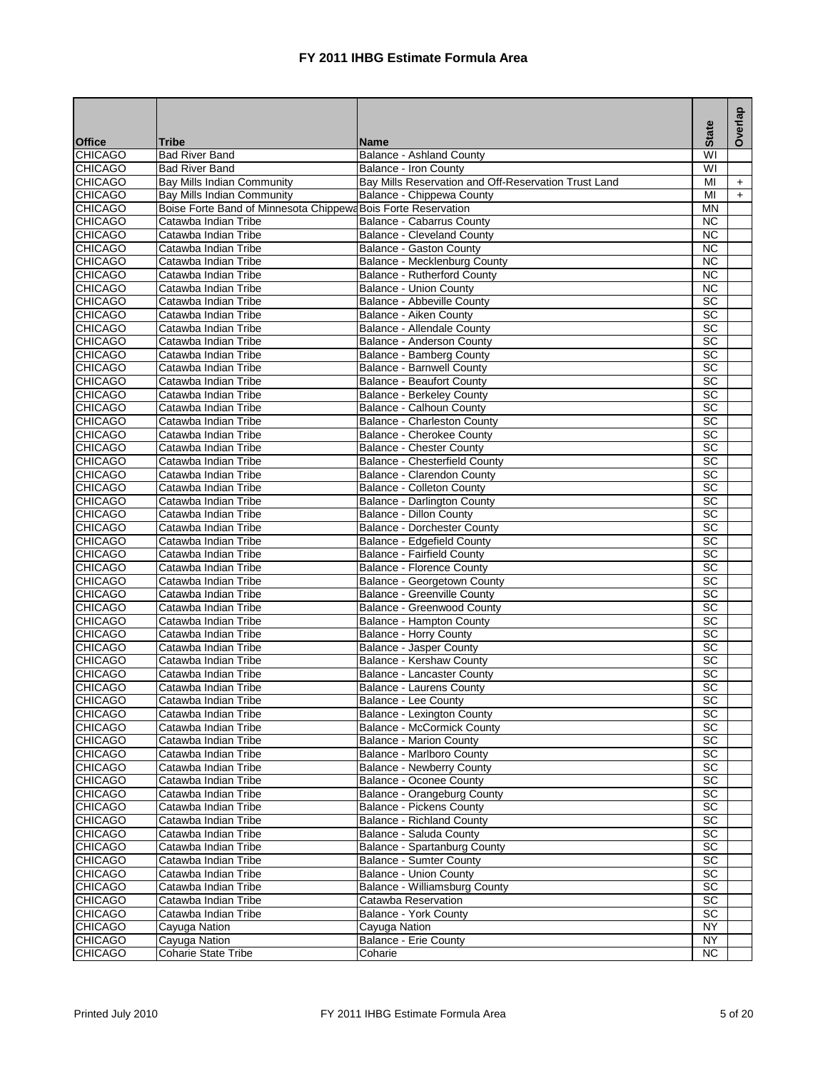# FY 2011 IHBG Estimate Formula Area

| Office | Tribe | Name | State | Overlap |
|---|---|---|---|---|
| CHICAGO | Bad River Band | Balance - Ashland County | WI | |
| CHICAGO | Bad River Band | Balance - Iron County | WI | |
| CHICAGO | Bay Mills Indian Community | Bay Mills Reservation and Off-Reservation Trust Land | MI | + |
| CHICAGO | Bay Mills Indian Community | Balance - Chippewa County | MI | + |
| CHICAGO | Boise Forte Band of Minnesota Chippewa | Bois Forte Reservation | MN | |
| CHICAGO | Catawba Indian Tribe | Balance - Cabarrus County | NC | |
| CHICAGO | Catawba Indian Tribe | Balance - Cleveland County | NC | |
| CHICAGO | Catawba Indian Tribe | Balance - Gaston County | NC | |
| CHICAGO | Catawba Indian Tribe | Balance - Mecklenburg County | NC | |
| CHICAGO | Catawba Indian Tribe | Balance - Rutherford County | NC | |
| CHICAGO | Catawba Indian Tribe | Balance - Union County | NC | |
| CHICAGO | Catawba Indian Tribe | Balance - Abbeville County | SC | |
| CHICAGO | Catawba Indian Tribe | Balance - Aiken County | SC | |
| CHICAGO | Catawba Indian Tribe | Balance - Allendale County | SC | |
| CHICAGO | Catawba Indian Tribe | Balance - Anderson County | SC | |
| CHICAGO | Catawba Indian Tribe | Balance - Bamberg County | SC | |
| CHICAGO | Catawba Indian Tribe | Balance - Barnwell County | SC | |
| CHICAGO | Catawba Indian Tribe | Balance - Beaufort County | SC | |
| CHICAGO | Catawba Indian Tribe | Balance - Berkeley County | SC | |
| CHICAGO | Catawba Indian Tribe | Balance - Calhoun County | SC | |
| CHICAGO | Catawba Indian Tribe | Balance - Charleston County | SC | |
| CHICAGO | Catawba Indian Tribe | Balance - Cherokee County | SC | |
| CHICAGO | Catawba Indian Tribe | Balance - Chester County | SC | |
| CHICAGO | Catawba Indian Tribe | Balance - Chesterfield County | SC | |
| CHICAGO | Catawba Indian Tribe | Balance - Clarendon County | SC | |
| CHICAGO | Catawba Indian Tribe | Balance - Colleton County | SC | |
| CHICAGO | Catawba Indian Tribe | Balance - Darlington County | SC | |
| CHICAGO | Catawba Indian Tribe | Balance - Dillon County | SC | |
| CHICAGO | Catawba Indian Tribe | Balance - Dorchester County | SC | |
| CHICAGO | Catawba Indian Tribe | Balance - Edgefield County | SC | |
| CHICAGO | Catawba Indian Tribe | Balance - Fairfield County | SC | |
| CHICAGO | Catawba Indian Tribe | Balance - Florence County | SC | |
| CHICAGO | Catawba Indian Tribe | Balance - Georgetown County | SC | |
| CHICAGO | Catawba Indian Tribe | Balance - Greenville County | SC | |
| CHICAGO | Catawba Indian Tribe | Balance - Greenwood County | SC | |
| CHICAGO | Catawba Indian Tribe | Balance - Hampton County | SC | |
| CHICAGO | Catawba Indian Tribe | Balance - Horry County | SC | |
| CHICAGO | Catawba Indian Tribe | Balance - Jasper County | SC | |
| CHICAGO | Catawba Indian Tribe | Balance - Kershaw County | SC | |
| CHICAGO | Catawba Indian Tribe | Balance - Lancaster County | SC | |
| CHICAGO | Catawba Indian Tribe | Balance - Laurens County | SC | |
| CHICAGO | Catawba Indian Tribe | Balance - Lee County | SC | |
| CHICAGO | Catawba Indian Tribe | Balance - Lexington County | SC | |
| CHICAGO | Catawba Indian Tribe | Balance - McCormick County | SC | |
| CHICAGO | Catawba Indian Tribe | Balance - Marion County | SC | |
| CHICAGO | Catawba Indian Tribe | Balance - Marlboro County | SC | |
| CHICAGO | Catawba Indian Tribe | Balance - Newberry County | SC | |
| CHICAGO | Catawba Indian Tribe | Balance - Oconee County | SC | |
| CHICAGO | Catawba Indian Tribe | Balance - Orangeburg County | SC | |
| CHICAGO | Catawba Indian Tribe | Balance - Pickens County | SC | |
| CHICAGO | Catawba Indian Tribe | Balance - Richland County | SC | |
| CHICAGO | Catawba Indian Tribe | Balance - Saluda County | SC | |
| CHICAGO | Catawba Indian Tribe | Balance - Spartanburg County | SC | |
| CHICAGO | Catawba Indian Tribe | Balance - Sumter County | SC | |
| CHICAGO | Catawba Indian Tribe | Balance - Union County | SC | |
| CHICAGO | Catawba Indian Tribe | Balance - Williamsburg County | SC | |
| CHICAGO | Catawba Indian Tribe | Catawba Reservation | SC | |
| CHICAGO | Catawba Indian Tribe | Balance - York County | SC | |
| CHICAGO | Cayuga Nation | Cayuga Nation | NY | |
| CHICAGO | Cayuga Nation | Balance - Erie County | NY | |
| CHICAGO | Coharie State Tribe | Coharie | NC | |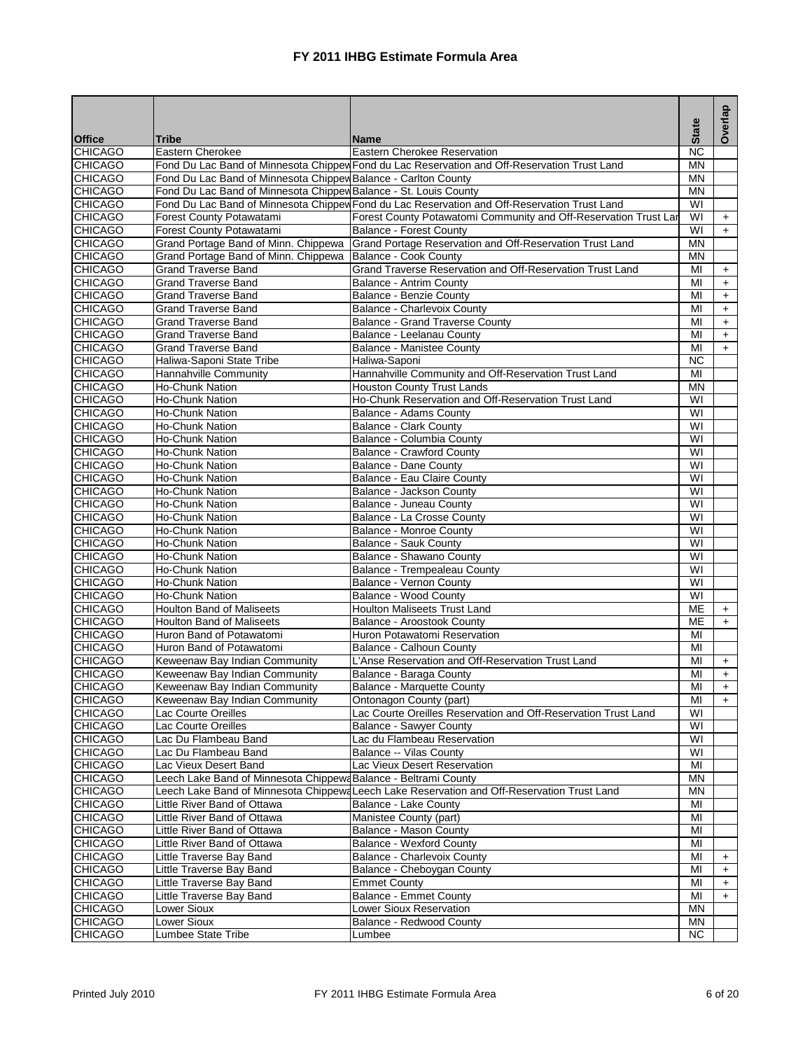# FY 2011 IHBG Estimate Formula Area

| Office | Tribe | Name | State | Overlap |
|---|---|---|---|---|
| CHICAGO | Eastern Cherokee | Eastern Cherokee Reservation | NC | |
| CHICAGO | Fond Du Lac Band of Minnesota Chippew | Fond du Lac Reservation and Off-Reservation Trust Land | MN | |
| CHICAGO | Fond Du Lac Band of Minnesota Chippew | Balance - Carlton County | MN | |
| CHICAGO | Fond Du Lac Band of Minnesota Chippew | Balance - St. Louis County | MN | |
| CHICAGO | Fond Du Lac Band of Minnesota Chippew | Fond du Lac Reservation and Off-Reservation Trust Land | WI | |
| CHICAGO | Forest County Potawatami | Forest County Potawatomi Community and Off-Reservation Trust Lar | WI | + |
| CHICAGO | Forest County Potawatami | Balance - Forest County | WI | + |
| CHICAGO | Grand Portage Band of Minn. Chippewa | Grand Portage Reservation and Off-Reservation Trust Land | MN | |
| CHICAGO | Grand Portage Band of Minn. Chippewa | Balance - Cook County | MN | |
| CHICAGO | Grand Traverse Band | Grand Traverse Reservation and Off-Reservation Trust Land | MI | + |
| CHICAGO | Grand Traverse Band | Balance - Antrim County | MI | + |
| CHICAGO | Grand Traverse Band | Balance - Benzie County | MI | + |
| CHICAGO | Grand Traverse Band | Balance - Charlevoix County | MI | + |
| CHICAGO | Grand Traverse Band | Balance - Grand Traverse County | MI | + |
| CHICAGO | Grand Traverse Band | Balance - Leelanau County | MI | + |
| CHICAGO | Grand Traverse Band | Balance - Manistee County | MI | + |
| CHICAGO | Haliwa-Saponi State Tribe | Haliwa-Saponi | NC | |
| CHICAGO | Hannahville Community | Hannahville Community and Off-Reservation Trust Land | MI | |
| CHICAGO | Ho-Chunk Nation | Houston County Trust Lands | MN | |
| CHICAGO | Ho-Chunk Nation | Ho-Chunk Reservation and Off-Reservation Trust Land | WI | |
| CHICAGO | Ho-Chunk Nation | Balance - Adams County | WI | |
| CHICAGO | Ho-Chunk Nation | Balance - Clark County | WI | |
| CHICAGO | Ho-Chunk Nation | Balance - Columbia County | WI | |
| CHICAGO | Ho-Chunk Nation | Balance - Crawford County | WI | |
| CHICAGO | Ho-Chunk Nation | Balance - Dane County | WI | |
| CHICAGO | Ho-Chunk Nation | Balance - Eau Claire County | WI | |
| CHICAGO | Ho-Chunk Nation | Balance - Jackson County | WI | |
| CHICAGO | Ho-Chunk Nation | Balance - Juneau County | WI | |
| CHICAGO | Ho-Chunk Nation | Balance - La Crosse County | WI | |
| CHICAGO | Ho-Chunk Nation | Balance - Monroe County | WI | |
| CHICAGO | Ho-Chunk Nation | Balance - Sauk County | WI | |
| CHICAGO | Ho-Chunk Nation | Balance - Shawano County | WI | |
| CHICAGO | Ho-Chunk Nation | Balance - Trempealeau County | WI | |
| CHICAGO | Ho-Chunk Nation | Balance - Vernon County | WI | |
| CHICAGO | Ho-Chunk Nation | Balance - Wood County | WI | |
| CHICAGO | Houlton Band of Maliseets | Houlton Maliseets Trust Land | ME | + |
| CHICAGO | Houlton Band of Maliseets | Balance - Aroostook County | ME | + |
| CHICAGO | Huron Band of Potawatomi | Huron Potawatomi Reservation | MI | |
| CHICAGO | Huron Band of Potawatomi | Balance - Calhoun County | MI | |
| CHICAGO | Keweenaw Bay Indian Community | L'Anse Reservation and Off-Reservation Trust Land | MI | + |
| CHICAGO | Keweenaw Bay Indian Community | Balance - Baraga County | MI | + |
| CHICAGO | Keweenaw Bay Indian Community | Balance - Marquette County | MI | + |
| CHICAGO | Keweenaw Bay Indian Community | Ontonagon County (part) | MI | + |
| CHICAGO | Lac Courte Oreilles | Lac Courte Oreilles Reservation and Off-Reservation Trust Land | WI | |
| CHICAGO | Lac Courte Oreilles | Balance - Sawyer County | WI | |
| CHICAGO | Lac Du Flambeau Band | Lac du Flambeau Reservation | WI | |
| CHICAGO | Lac Du Flambeau Band | Balance -- Vilas County | WI | |
| CHICAGO | Lac Vieux Desert Band | Lac Vieux Desert Reservation | MI | |
| CHICAGO | Leech Lake Band of Minnesota Chippewa | Balance - Beltrami County | MN | |
| CHICAGO | Leech Lake Band of Minnesota Chippewa | Leech Lake Reservation and Off-Reservation Trust Land | MN | |
| CHICAGO | Little River Band of Ottawa | Balance - Lake County | MI | |
| CHICAGO | Little River Band of Ottawa | Manistee County (part) | MI | |
| CHICAGO | Little River Band of Ottawa | Balance - Mason County | MI | |
| CHICAGO | Little River Band of Ottawa | Balance - Wexford County | MI | |
| CHICAGO | Little Traverse Bay Band | Balance - Charlevoix County | MI | + |
| CHICAGO | Little Traverse Bay Band | Balance - Cheboygan County | MI | + |
| CHICAGO | Little Traverse Bay Band | Emmet County | MI | + |
| CHICAGO | Little Traverse Bay Band | Balance - Emmet County | MI | + |
| CHICAGO | Lower Sioux | Lower Sioux Reservation | MN | |
| CHICAGO | Lower Sioux | Balance - Redwood County | MN | |
| CHICAGO | Lumbee State Tribe | Lumbee | NC | |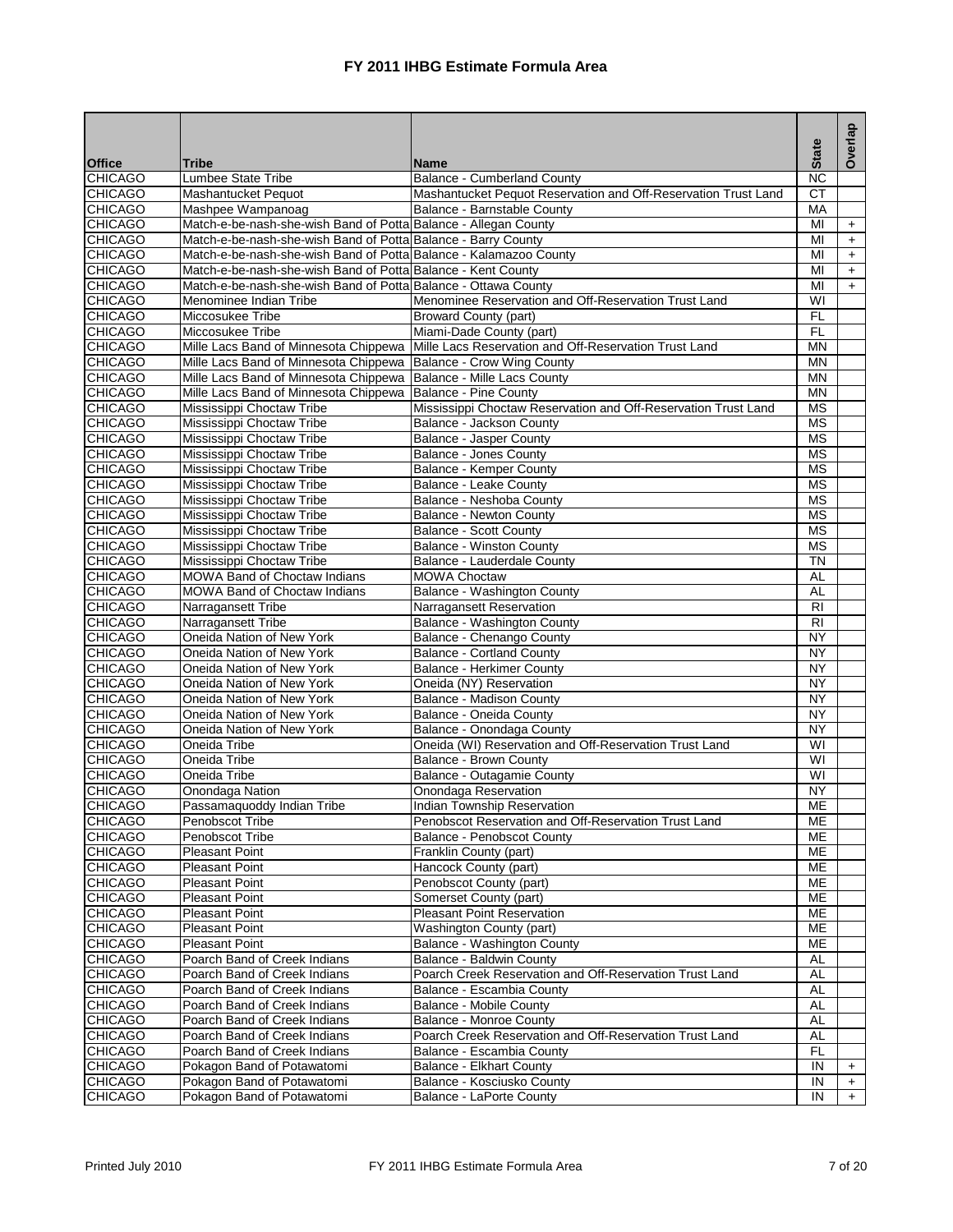# FY 2011 IHBG Estimate Formula Area

| Office | Tribe | Name | State | Overlap |
|---|---|---|---|---|
| CHICAGO | Lumbee State Tribe | Balance - Cumberland County | NC | |
| CHICAGO | Mashantucket Pequot | Mashantucket Pequot Reservation and Off-Reservation Trust Land | CT | |
| CHICAGO | Mashpee Wampanoag | Balance - Barnstable County | MA | |
| CHICAGO | Match-e-be-nash-she-wish Band of Potta | Balance - Allegan County | MI | + |
| CHICAGO | Match-e-be-nash-she-wish Band of Potta | Balance - Barry County | MI | + |
| CHICAGO | Match-e-be-nash-she-wish Band of Potta | Balance - Kalamazoo County | MI | + |
| CHICAGO | Match-e-be-nash-she-wish Band of Potta | Balance - Kent County | MI | + |
| CHICAGO | Match-e-be-nash-she-wish Band of Potta | Balance - Ottawa County | MI | + |
| CHICAGO | Menominee Indian Tribe | Menominee Reservation and Off-Reservation Trust Land | WI | |
| CHICAGO | Miccosukee Tribe | Broward County (part) | FL | |
| CHICAGO | Miccosukee Tribe | Miami-Dade County (part) | FL | |
| CHICAGO | Mille Lacs Band of Minnesota Chippewa | Mille Lacs Reservation and Off-Reservation Trust Land | MN | |
| CHICAGO | Mille Lacs Band of Minnesota Chippewa | Balance - Crow Wing County | MN | |
| CHICAGO | Mille Lacs Band of Minnesota Chippewa | Balance - Mille Lacs County | MN | |
| CHICAGO | Mille Lacs Band of Minnesota Chippewa | Balance - Pine County | MN | |
| CHICAGO | Mississippi Choctaw Tribe | Mississippi Choctaw Reservation and Off-Reservation Trust Land | MS | |
| CHICAGO | Mississippi Choctaw Tribe | Balance - Jackson County | MS | |
| CHICAGO | Mississippi Choctaw Tribe | Balance - Jasper County | MS | |
| CHICAGO | Mississippi Choctaw Tribe | Balance - Jones County | MS | |
| CHICAGO | Mississippi Choctaw Tribe | Balance - Kemper County | MS | |
| CHICAGO | Mississippi Choctaw Tribe | Balance - Leake County | MS | |
| CHICAGO | Mississippi Choctaw Tribe | Balance - Neshoba County | MS | |
| CHICAGO | Mississippi Choctaw Tribe | Balance - Newton County | MS | |
| CHICAGO | Mississippi Choctaw Tribe | Balance - Scott County | MS | |
| CHICAGO | Mississippi Choctaw Tribe | Balance - Winston County | MS | |
| CHICAGO | Mississippi Choctaw Tribe | Balance - Lauderdale County | TN | |
| CHICAGO | MOWA Band of Choctaw Indians | MOWA Choctaw | AL | |
| CHICAGO | MOWA Band of Choctaw Indians | Balance - Washington County | AL | |
| CHICAGO | Narragansett Tribe | Narragansett Reservation | RI | |
| CHICAGO | Narragansett Tribe | Balance - Washington County | RI | |
| CHICAGO | Oneida Nation of New York | Balance - Chenango County | NY | |
| CHICAGO | Oneida Nation of New York | Balance - Cortland County | NY | |
| CHICAGO | Oneida Nation of New York | Balance - Herkimer County | NY | |
| CHICAGO | Oneida Nation of New York | Oneida (NY) Reservation | NY | |
| CHICAGO | Oneida Nation of New York | Balance - Madison County | NY | |
| CHICAGO | Oneida Nation of New York | Balance - Oneida County | NY | |
| CHICAGO | Oneida Nation of New York | Balance - Onondaga County | NY | |
| CHICAGO | Oneida Tribe | Oneida (WI) Reservation and Off-Reservation Trust Land | WI | |
| CHICAGO | Oneida Tribe | Balance - Brown County | WI | |
| CHICAGO | Oneida Tribe | Balance - Outagamie County | WI | |
| CHICAGO | Onondaga Nation | Onondaga Reservation | NY | |
| CHICAGO | Passamaquoddy Indian Tribe | Indian Township Reservation | ME | |
| CHICAGO | Penobscot Tribe | Penobscot Reservation and Off-Reservation Trust Land | ME | |
| CHICAGO | Penobscot Tribe | Balance - Penobscot County | ME | |
| CHICAGO | Pleasant Point | Franklin County (part) | ME | |
| CHICAGO | Pleasant Point | Hancock County (part) | ME | |
| CHICAGO | Pleasant Point | Penobscot County (part) | ME | |
| CHICAGO | Pleasant Point | Somerset County (part) | ME | |
| CHICAGO | Pleasant Point | Pleasant Point Reservation | ME | |
| CHICAGO | Pleasant Point | Washington County (part) | ME | |
| CHICAGO | Pleasant Point | Balance - Washington County | ME | |
| CHICAGO | Poarch Band of Creek Indians | Balance - Baldwin County | AL | |
| CHICAGO | Poarch Band of Creek Indians | Poarch Creek Reservation and Off-Reservation Trust Land | AL | |
| CHICAGO | Poarch Band of Creek Indians | Balance - Escambia County | AL | |
| CHICAGO | Poarch Band of Creek Indians | Balance - Mobile County | AL | |
| CHICAGO | Poarch Band of Creek Indians | Balance - Monroe County | AL | |
| CHICAGO | Poarch Band of Creek Indians | Poarch Creek Reservation and Off-Reservation Trust Land | AL | |
| CHICAGO | Poarch Band of Creek Indians | Balance - Escambia County | FL | |
| CHICAGO | Pokagon Band of Potawatomi | Balance - Elkhart County | IN | + |
| CHICAGO | Pokagon Band of Potawatomi | Balance - Kosciusko County | IN | + |
| CHICAGO | Pokagon Band of Potawatomi | Balance - LaPorte County | IN | + |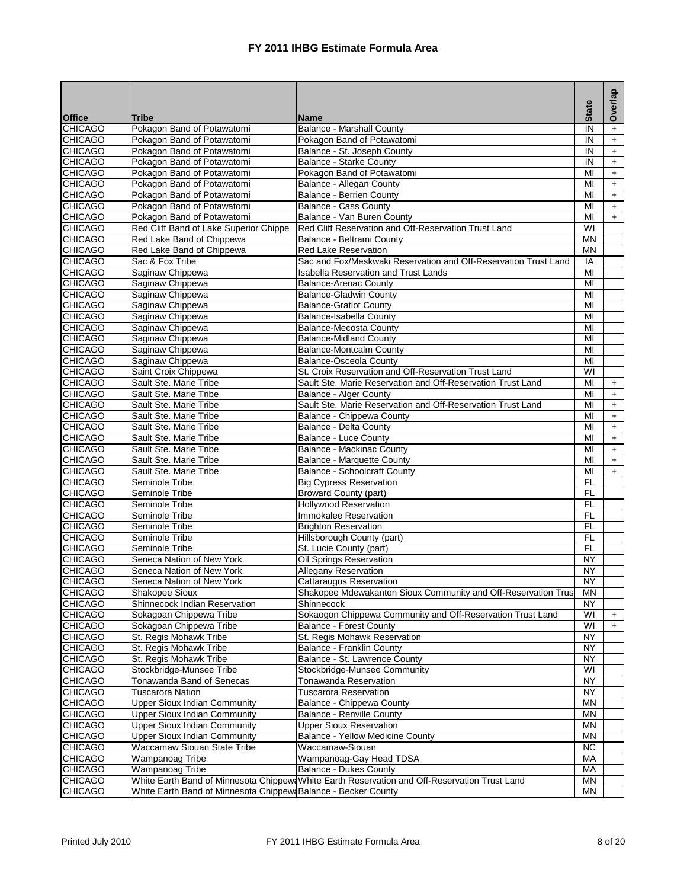# FY 2011 IHBG Estimate Formula Area

| Office | Tribe | Name | State | Overlap |
|---|---|---|---|---|
| CHICAGO | Pokagon Band of Potawatomi | Balance - Marshall County | IN | + |
| CHICAGO | Pokagon Band of Potawatomi | Pokagon Band of Potawatomi | IN | + |
| CHICAGO | Pokagon Band of Potawatomi | Balance - St. Joseph County | IN | + |
| CHICAGO | Pokagon Band of Potawatomi | Balance - Starke County | IN | + |
| CHICAGO | Pokagon Band of Potawatomi | Pokagon Band of Potawatomi | MI | + |
| CHICAGO | Pokagon Band of Potawatomi | Balance - Allegan County | MI | + |
| CHICAGO | Pokagon Band of Potawatomi | Balance - Berrien County | MI | + |
| CHICAGO | Pokagon Band of Potawatomi | Balance - Cass County | MI | + |
| CHICAGO | Pokagon Band of Potawatomi | Balance - Van Buren County | MI | + |
| CHICAGO | Red Cliff Band of Lake Superior Chippe | Red Cliff Reservation and Off-Reservation Trust Land | WI | |
| CHICAGO | Red Lake Band of Chippewa | Balance - Beltrami County | MN | |
| CHICAGO | Red Lake Band of Chippewa | Red Lake Reservation | MN | |
| CHICAGO | Sac & Fox Tribe | Sac and Fox/Meskwaki Reservation and Off-Reservation Trust Land | IA | |
| CHICAGO | Saginaw Chippewa | Isabella Reservation and Trust Lands | MI | |
| CHICAGO | Saginaw Chippewa | Balance-Arenac County | MI | |
| CHICAGO | Saginaw Chippewa | Balance-Gladwin County | MI | |
| CHICAGO | Saginaw Chippewa | Balance-Gratiot County | MI | |
| CHICAGO | Saginaw Chippewa | Balance-Isabella County | MI | |
| CHICAGO | Saginaw Chippewa | Balance-Mecosta County | MI | |
| CHICAGO | Saginaw Chippewa | Balance-Midland County | MI | |
| CHICAGO | Saginaw Chippewa | Balance-Montcalm County | MI | |
| CHICAGO | Saginaw Chippewa | Balance-Osceola County | MI | |
| CHICAGO | Saint Croix Chippewa | St. Croix Reservation and Off-Reservation Trust Land | WI | |
| CHICAGO | Sault Ste. Marie Tribe | Sault Ste. Marie Reservation and Off-Reservation Trust Land | MI | + |
| CHICAGO | Sault Ste. Marie Tribe | Balance - Alger County | MI | + |
| CHICAGO | Sault Ste. Marie Tribe | Sault Ste. Marie Reservation and Off-Reservation Trust Land | MI | + |
| CHICAGO | Sault Ste. Marie Tribe | Balance - Chippewa County | MI | + |
| CHICAGO | Sault Ste. Marie Tribe | Balance - Delta County | MI | + |
| CHICAGO | Sault Ste. Marie Tribe | Balance - Luce County | MI | + |
| CHICAGO | Sault Ste. Marie Tribe | Balance - Mackinac County | MI | + |
| CHICAGO | Sault Ste. Marie Tribe | Balance - Marquette County | MI | + |
| CHICAGO | Sault Ste. Marie Tribe | Balance - Schoolcraft County | MI | + |
| CHICAGO | Seminole Tribe | Big Cypress Reservation | FL | |
| CHICAGO | Seminole Tribe | Broward County (part) | FL | |
| CHICAGO | Seminole Tribe | Hollywood Reservation | FL | |
| CHICAGO | Seminole Tribe | Immokalee Reservation | FL | |
| CHICAGO | Seminole Tribe | Brighton Reservation | FL | |
| CHICAGO | Seminole Tribe | Hillsborough County (part) | FL | |
| CHICAGO | Seminole Tribe | St. Lucie County (part) | FL | |
| CHICAGO | Seneca Nation of New York | Oil Springs Reservation | NY | |
| CHICAGO | Seneca Nation of New York | Allegany Reservation | NY | |
| CHICAGO | Seneca Nation of New York | Cattaraugus Reservation | NY | |
| CHICAGO | Shakopee Sioux | Shakopee Mdewakanton Sioux Community and Off-Reservation Trus | MN | |
| CHICAGO | Shinnecock Indian Reservation | Shinnecock | NY | |
| CHICAGO | Sokagoan Chippewa Tribe | Sokaogon Chippewa Community and Off-Reservation Trust Land | WI | + |
| CHICAGO | Sokagoan Chippewa Tribe | Balance - Forest County | WI | + |
| CHICAGO | St. Regis Mohawk Tribe | St. Regis Mohawk Reservation | NY | |
| CHICAGO | St. Regis Mohawk Tribe | Balance - Franklin County | NY | |
| CHICAGO | St. Regis Mohawk Tribe | Balance - St. Lawrence County | NY | |
| CHICAGO | Stockbridge-Munsee Tribe | Stockbridge-Munsee Community | WI | |
| CHICAGO | Tonawanda Band of Senecas | Tonawanda Reservation | NY | |
| CHICAGO | Tuscarora Nation | Tuscarora Reservation | NY | |
| CHICAGO | Upper Sioux Indian Community | Balance - Chippewa County | MN | |
| CHICAGO | Upper Sioux Indian Community | Balance - Renville County | MN | |
| CHICAGO | Upper Sioux Indian Community | Upper Sioux Reservation | MN | |
| CHICAGO | Upper Sioux Indian Community | Balance - Yellow Medicine County | MN | |
| CHICAGO | Waccamaw Siouan State Tribe | Waccamaw-Siouan | NC | |
| CHICAGO | Wampanoag Tribe | Wampanoag-Gay Head TDSA | MA | |
| CHICAGO | Wampanoag Tribe | Balance - Dukes County | MA | |
| CHICAGO | White Earth Band of Minnesota Chippewa | White Earth Reservation and Off-Reservation Trust Land | MN | |
| CHICAGO | White Earth Band of Minnesota Chippewa | Balance - Becker County | MN | |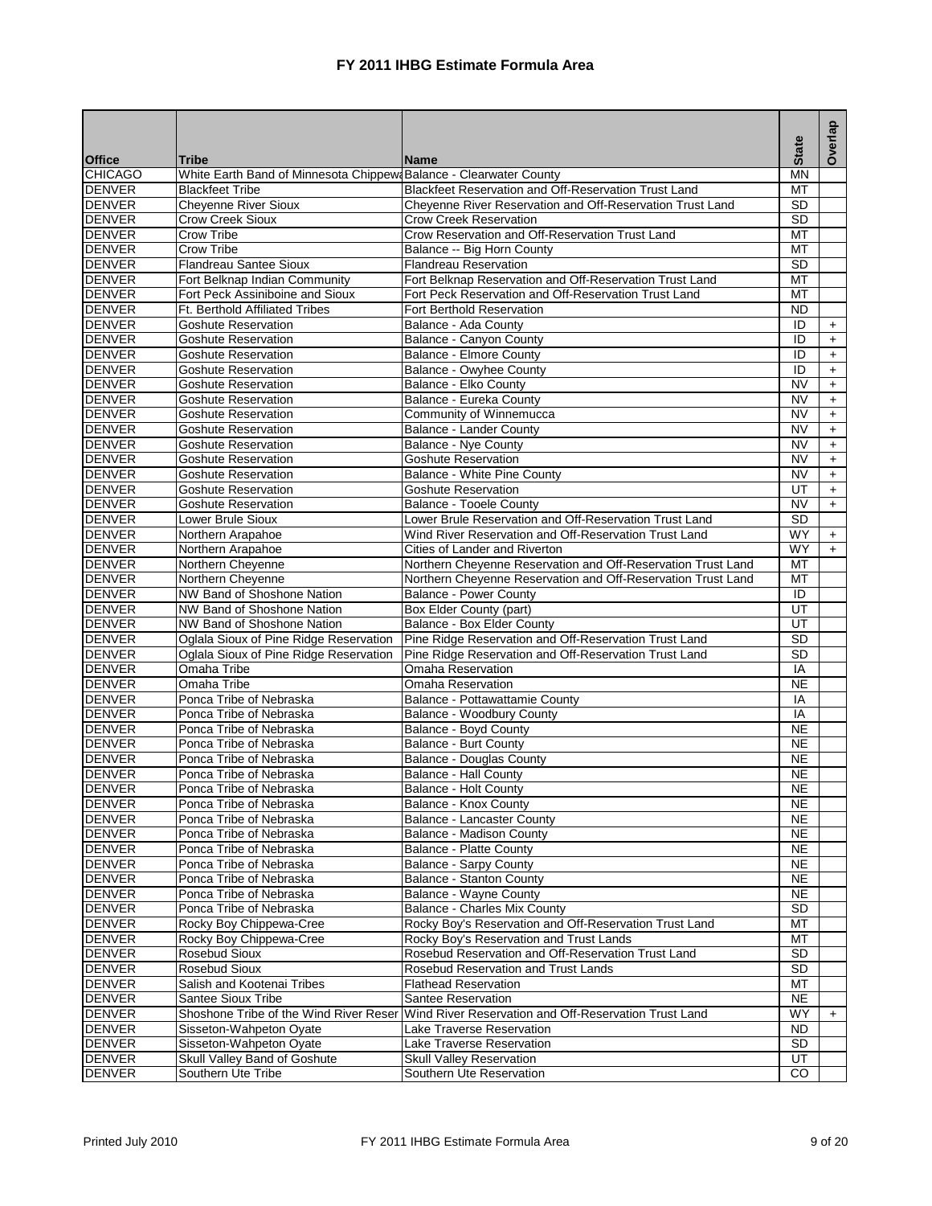# FY 2011 IHBG Estimate Formula Area

| Office | Tribe | Name | State | Overlap |
|---|---|---|---|---|
| CHICAGO | White Earth Band of Minnesota Chippewa | Balance - Clearwater County | MN | |
| DENVER | Blackfeet Tribe | Blackfeet Reservation and Off-Reservation Trust Land | MT | |
| DENVER | Cheyenne River Sioux | Cheyenne River Reservation and Off-Reservation Trust Land | SD | |
| DENVER | Crow Creek Sioux | Crow Creek Reservation | SD | |
| DENVER | Crow Tribe | Crow Reservation and Off-Reservation Trust Land | MT | |
| DENVER | Crow Tribe | Balance -- Big Horn County | MT | |
| DENVER | Flandreau Santee Sioux | Flandreau Reservation | SD | |
| DENVER | Fort Belknap Indian Community | Fort Belknap Reservation and Off-Reservation Trust Land | MT | |
| DENVER | Fort Peck Assiniboine and Sioux | Fort Peck Reservation and Off-Reservation Trust Land | MT | |
| DENVER | Ft. Berthold Affiliated Tribes | Fort Berthold Reservation | ND | |
| DENVER | Goshute Reservation | Balance - Ada County | ID | + |
| DENVER | Goshute Reservation | Balance - Canyon County | ID | + |
| DENVER | Goshute Reservation | Balance - Elmore County | ID | + |
| DENVER | Goshute Reservation | Balance - Owyhee County | ID | + |
| DENVER | Goshute Reservation | Balance - Elko County | NV | + |
| DENVER | Goshute Reservation | Balance - Eureka County | NV | + |
| DENVER | Goshute Reservation | Community of Winnemucca | NV | + |
| DENVER | Goshute Reservation | Balance - Lander County | NV | + |
| DENVER | Goshute Reservation | Balance - Nye County | NV | + |
| DENVER | Goshute Reservation | Goshute Reservation | NV | + |
| DENVER | Goshute Reservation | Balance - White Pine County | NV | + |
| DENVER | Goshute Reservation | Goshute Reservation | UT | + |
| DENVER | Goshute Reservation | Balance - Tooele County | NV | + |
| DENVER | Lower Brule Sioux | Lower Brule Reservation and Off-Reservation Trust Land | SD | |
| DENVER | Northern Arapahoe | Wind River Reservation and Off-Reservation Trust Land | WY | + |
| DENVER | Northern Arapahoe | Cities of Lander and Riverton | WY | + |
| DENVER | Northern Cheyenne | Northern Cheyenne Reservation and Off-Reservation Trust Land | MT | |
| DENVER | Northern Cheyenne | Northern Cheyenne Reservation and Off-Reservation Trust Land | MT | |
| DENVER | NW Band of Shoshone Nation | Balance - Power County | ID | |
| DENVER | NW Band of Shoshone Nation | Box Elder County (part) | UT | |
| DENVER | NW Band of Shoshone Nation | Balance - Box Elder County | UT | |
| DENVER | Oglala Sioux of Pine Ridge Reservation | Pine Ridge Reservation and Off-Reservation Trust Land | SD | |
| DENVER | Oglala Sioux of Pine Ridge Reservation | Pine Ridge Reservation and Off-Reservation Trust Land | SD | |
| DENVER | Omaha Tribe | Omaha Reservation | IA | |
| DENVER | Omaha Tribe | Omaha Reservation | NE | |
| DENVER | Ponca Tribe of Nebraska | Balance - Pottawattamie County | IA | |
| DENVER | Ponca Tribe of Nebraska | Balance - Woodbury County | IA | |
| DENVER | Ponca Tribe of Nebraska | Balance - Boyd County | NE | |
| DENVER | Ponca Tribe of Nebraska | Balance - Burt County | NE | |
| DENVER | Ponca Tribe of Nebraska | Balance - Douglas County | NE | |
| DENVER | Ponca Tribe of Nebraska | Balance - Hall County | NE | |
| DENVER | Ponca Tribe of Nebraska | Balance - Holt County | NE | |
| DENVER | Ponca Tribe of Nebraska | Balance - Knox County | NE | |
| DENVER | Ponca Tribe of Nebraska | Balance - Lancaster County | NE | |
| DENVER | Ponca Tribe of Nebraska | Balance - Madison County | NE | |
| DENVER | Ponca Tribe of Nebraska | Balance - Platte County | NE | |
| DENVER | Ponca Tribe of Nebraska | Balance - Sarpy County | NE | |
| DENVER | Ponca Tribe of Nebraska | Balance - Stanton County | NE | |
| DENVER | Ponca Tribe of Nebraska | Balance - Wayne County | NE | |
| DENVER | Ponca Tribe of Nebraska | Balance - Charles Mix County | SD | |
| DENVER | Rocky Boy Chippewa-Cree | Rocky Boy's Reservation and Off-Reservation Trust Land | MT | |
| DENVER | Rocky Boy Chippewa-Cree | Rocky Boy's Reservation and Trust Lands | MT | |
| DENVER | Rosebud Sioux | Rosebud Reservation and Off-Reservation Trust Land | SD | |
| DENVER | Rosebud Sioux | Rosebud Reservation and Trust Lands | SD | |
| DENVER | Salish and Kootenai Tribes | Flathead Reservation | MT | |
| DENVER | Santee Sioux Tribe | Santee Reservation | NE | |
| DENVER | Shoshone Tribe of the Wind River Reser | Wind River Reservation and Off-Reservation Trust Land | WY | + |
| DENVER | Sisseton-Wahpeton Oyate | Lake Traverse Reservation | ND | |
| DENVER | Sisseton-Wahpeton Oyate | Lake Traverse Reservation | SD | |
| DENVER | Skull Valley Band of Goshute | Skull Valley Reservation | UT | |
| DENVER | Southern Ute Tribe | Southern Ute Reservation | CO | |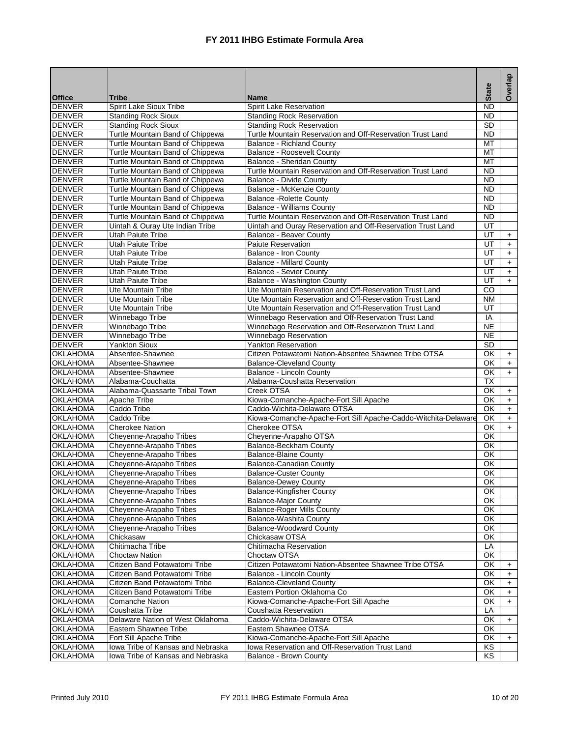# FY 2011 IHBG Estimate Formula Area

| Office | Tribe | Name | State | Overlap |
|---|---|---|---|---|
| DENVER | Spirit Lake Sioux Tribe | Spirit Lake Reservation | ND | |
| DENVER | Standing Rock Sioux | Standing Rock Reservation | ND | |
| DENVER | Standing Rock Sioux | Standing Rock Reservation | SD | |
| DENVER | Turtle Mountain Band of Chippewa | Turtle Mountain Reservation and Off-Reservation Trust Land | ND | |
| DENVER | Turtle Mountain Band of Chippewa | Balance - Richland County | MT | |
| DENVER | Turtle Mountain Band of Chippewa | Balance - Roosevelt County | MT | |
| DENVER | Turtle Mountain Band of Chippewa | Balance - Sheridan County | MT | |
| DENVER | Turtle Mountain Band of Chippewa | Turtle Mountain Reservation and Off-Reservation Trust Land | ND | |
| DENVER | Turtle Mountain Band of Chippewa | Balance - Divide County | ND | |
| DENVER | Turtle Mountain Band of Chippewa | Balance - McKenzie County | ND | |
| DENVER | Turtle Mountain Band of Chippewa | Balance -Rolette County | ND | |
| DENVER | Turtle Mountain Band of Chippewa | Balance - Williams County | ND | |
| DENVER | Turtle Mountain Band of Chippewa | Turtle Mountain Reservation and Off-Reservation Trust Land | ND | |
| DENVER | Uintah & Ouray Ute Indian Tribe | Uintah and Ouray Reservation and Off-Reservation Trust Land | UT | |
| DENVER | Utah Paiute Tribe | Balance - Beaver County | UT | + |
| DENVER | Utah Paiute Tribe | Paiute Reservation | UT | + |
| DENVER | Utah Paiute Tribe | Balance - Iron County | UT | + |
| DENVER | Utah Paiute Tribe | Balance - Millard County | UT | + |
| DENVER | Utah Paiute Tribe | Balance - Sevier County | UT | + |
| DENVER | Utah Paiute Tribe | Balance - Washington County | UT | + |
| DENVER | Ute Mountain Tribe | Ute Mountain Reservation and Off-Reservation Trust Land | CO | |
| DENVER | Ute Mountain Tribe | Ute Mountain Reservation and Off-Reservation Trust Land | NM | |
| DENVER | Ute Mountain Tribe | Ute Mountain Reservation and Off-Reservation Trust Land | UT | |
| DENVER | Winnebago Tribe | Winnebago Reservation and Off-Reservation Trust Land | IA | |
| DENVER | Winnebago Tribe | Winnebago Reservation and Off-Reservation Trust Land | NE | |
| DENVER | Winnebago Tribe | Winnebago Reservation | NE | |
| DENVER | Yankton Sioux | Yankton Reservation | SD | |
| OKLAHOMA | Absentee-Shawnee | Citizen Potawatomi Nation-Absentee Shawnee Tribe OTSA | OK | + |
| OKLAHOMA | Absentee-Shawnee | Balance-Cleveland County | OK | + |
| OKLAHOMA | Absentee-Shawnee | Balance - Lincoln County | OK | + |
| OKLAHOMA | Alabama-Couchatta | Alabama-Coushatta Reservation | TX | |
| OKLAHOMA | Alabama-Quassarte Tribal Town | Creek OTSA | OK | + |
| OKLAHOMA | Apache Tribe | Kiowa-Comanche-Apache-Fort Sill Apache | OK | + |
| OKLAHOMA | Caddo Tribe | Caddo-Wichita-Delaware OTSA | OK | + |
| OKLAHOMA | Caddo Tribe | Kiowa-Comanche-Apache-Fort Sill Apache-Caddo-Witchita-Delaware | OK | + |
| OKLAHOMA | Cherokee Nation | Cherokee OTSA | OK | + |
| OKLAHOMA | Cheyenne-Arapaho Tribes | Cheyenne-Arapaho OTSA | OK | |
| OKLAHOMA | Cheyenne-Arapaho Tribes | Balance-Beckham County | OK | |
| OKLAHOMA | Cheyenne-Arapaho Tribes | Balance-Blaine County | OK | |
| OKLAHOMA | Cheyenne-Arapaho Tribes | Balance-Canadian County | OK | |
| OKLAHOMA | Cheyenne-Arapaho Tribes | Balance-Custer County | OK | |
| OKLAHOMA | Cheyenne-Arapaho Tribes | Balance-Dewey County | OK | |
| OKLAHOMA | Cheyenne-Arapaho Tribes | Balance-Kingfisher County | OK | |
| OKLAHOMA | Cheyenne-Arapaho Tribes | Balance-Major County | OK | |
| OKLAHOMA | Cheyenne-Arapaho Tribes | Balance-Roger Mills County | OK | |
| OKLAHOMA | Cheyenne-Arapaho Tribes | Balance-Washita County | OK | |
| OKLAHOMA | Cheyenne-Arapaho Tribes | Balance-Woodward County | OK | |
| OKLAHOMA | Chickasaw | Chickasaw OTSA | OK | |
| OKLAHOMA | Chitimacha Tribe | Chitimacha Reservation | LA | |
| OKLAHOMA | Choctaw Nation | Choctaw OTSA | OK | |
| OKLAHOMA | Citizen Band Potawatomi Tribe | Citizen Potawatomi Nation-Absentee Shawnee Tribe OTSA | OK | + |
| OKLAHOMA | Citizen Band Potawatomi Tribe | Balance - Lincoln County | OK | + |
| OKLAHOMA | Citizen Band Potawatomi Tribe | Balance-Cleveland County | OK | + |
| OKLAHOMA | Citizen Band Potawatomi Tribe | Eastern Portion Oklahoma Co | OK | + |
| OKLAHOMA | Comanche Nation | Kiowa-Comanche-Apache-Fort Sill Apache | OK | + |
| OKLAHOMA | Coushatta Tribe | Coushatta Reservation | LA | |
| OKLAHOMA | Delaware Nation of West Oklahoma | Caddo-Wichita-Delaware OTSA | OK | + |
| OKLAHOMA | Eastern Shawnee Tribe | Eastern Shawnee OTSA | OK | |
| OKLAHOMA | Fort Sill Apache Tribe | Kiowa-Comanche-Apache-Fort Sill Apache | OK | + |
| OKLAHOMA | Iowa Tribe of Kansas and Nebraska | Iowa Reservation and Off-Reservation Trust Land | KS | |
| OKLAHOMA | Iowa Tribe of Kansas and Nebraska | Balance - Brown County | KS | |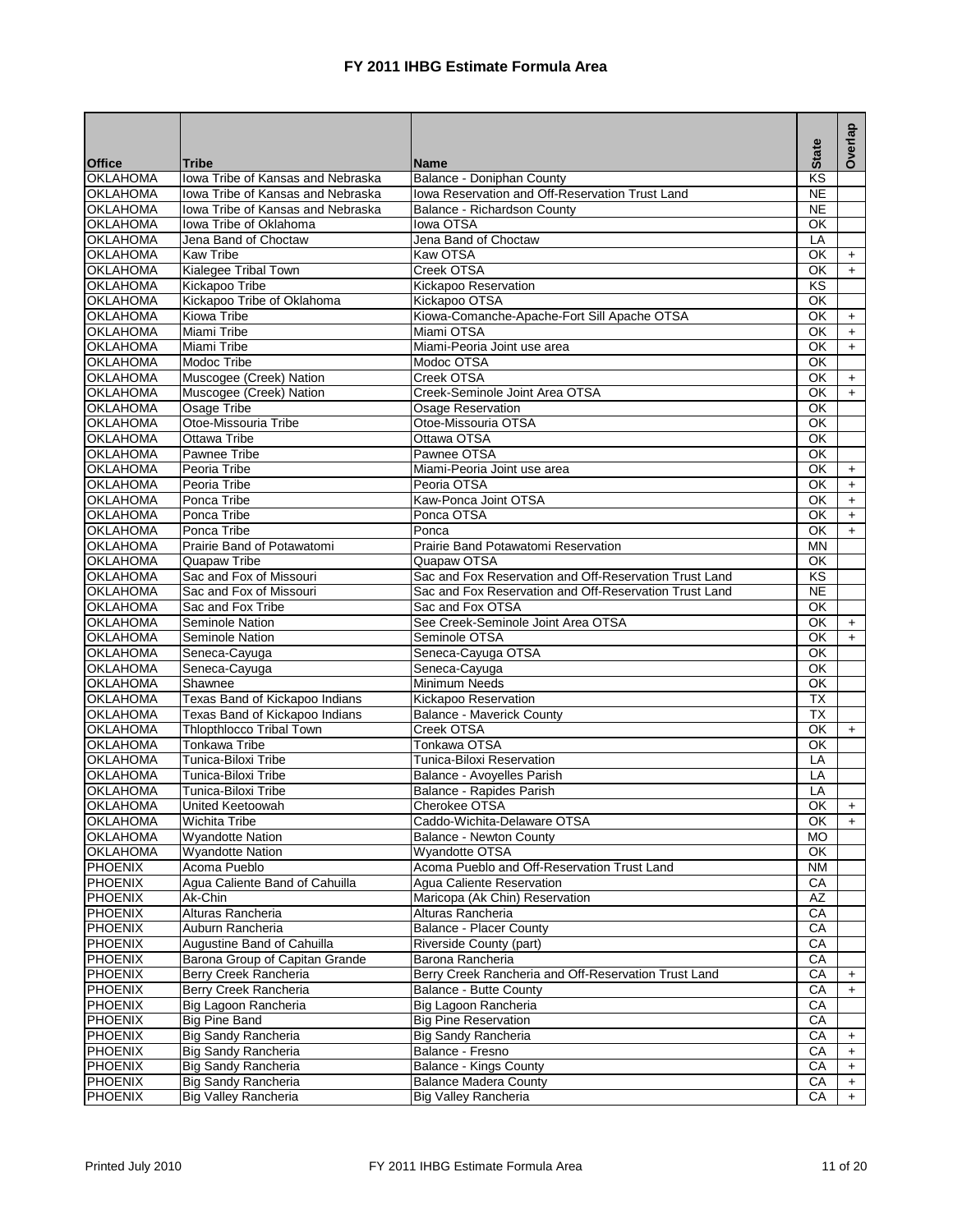# FY 2011 IHBG Estimate Formula Area

| Office | Tribe | Name | State | Overlap |
|---|---|---|---|---|
| OKLAHOMA | Iowa Tribe of Kansas and Nebraska | Balance - Doniphan County | KS | |
| OKLAHOMA | Iowa Tribe of Kansas and Nebraska | Iowa Reservation and Off-Reservation Trust Land | NE | |
| OKLAHOMA | Iowa Tribe of Kansas and Nebraska | Balance - Richardson County | NE | |
| OKLAHOMA | Iowa Tribe of Oklahoma | Iowa OTSA | OK | |
| OKLAHOMA | Jena Band of Choctaw | Jena Band of Choctaw | LA | |
| OKLAHOMA | Kaw Tribe | Kaw OTSA | OK | + |
| OKLAHOMA | Kialegee Tribal Town | Creek OTSA | OK | + |
| OKLAHOMA | Kickapoo Tribe | Kickapoo Reservation | KS | |
| OKLAHOMA | Kickapoo Tribe of Oklahoma | Kickapoo OTSA | OK | |
| OKLAHOMA | Kiowa Tribe | Kiowa-Comanche-Apache-Fort Sill Apache OTSA | OK | + |
| OKLAHOMA | Miami Tribe | Miami OTSA | OK | + |
| OKLAHOMA | Miami Tribe | Miami-Peoria Joint use area | OK | + |
| OKLAHOMA | Modoc Tribe | Modoc OTSA | OK | |
| OKLAHOMA | Muscogee (Creek) Nation | Creek OTSA | OK | + |
| OKLAHOMA | Muscogee (Creek) Nation | Creek-Seminole Joint Area OTSA | OK | + |
| OKLAHOMA | Osage Tribe | Osage Reservation | OK | |
| OKLAHOMA | Otoe-Missouria Tribe | Otoe-Missouria OTSA | OK | |
| OKLAHOMA | Ottawa Tribe | Ottawa OTSA | OK | |
| OKLAHOMA | Pawnee Tribe | Pawnee OTSA | OK | |
| OKLAHOMA | Peoria Tribe | Miami-Peoria Joint use area | OK | + |
| OKLAHOMA | Peoria Tribe | Peoria OTSA | OK | + |
| OKLAHOMA | Ponca Tribe | Kaw-Ponca Joint OTSA | OK | + |
| OKLAHOMA | Ponca Tribe | Ponca OTSA | OK | + |
| OKLAHOMA | Ponca Tribe | Ponca | OK | + |
| OKLAHOMA | Prairie Band of Potawatomi | Prairie Band Potawatomi Reservation | MN | |
| OKLAHOMA | Quapaw Tribe | Quapaw OTSA | OK | |
| OKLAHOMA | Sac and Fox of Missouri | Sac and Fox Reservation and Off-Reservation Trust Land | KS | |
| OKLAHOMA | Sac and Fox of Missouri | Sac and Fox Reservation and Off-Reservation Trust Land | NE | |
| OKLAHOMA | Sac and Fox Tribe | Sac and Fox OTSA | OK | |
| OKLAHOMA | Seminole Nation | See Creek-Seminole Joint Area OTSA | OK | + |
| OKLAHOMA | Seminole Nation | Seminole OTSA | OK | + |
| OKLAHOMA | Seneca-Cayuga | Seneca-Cayuga OTSA | OK | |
| OKLAHOMA | Seneca-Cayuga | Seneca-Cayuga | OK | |
| OKLAHOMA | Shawnee | Minimum Needs | OK | |
| OKLAHOMA | Texas Band of Kickapoo Indians | Kickapoo Reservation | TX | |
| OKLAHOMA | Texas Band of Kickapoo Indians | Balance - Maverick County | TX | |
| OKLAHOMA | Thlopthlocco Tribal Town | Creek OTSA | OK | + |
| OKLAHOMA | Tonkawa Tribe | Tonkawa OTSA | OK | |
| OKLAHOMA | Tunica-Biloxi Tribe | Tunica-Biloxi Reservation | LA | |
| OKLAHOMA | Tunica-Biloxi Tribe | Balance - Avoyelles Parish | LA | |
| OKLAHOMA | Tunica-Biloxi Tribe | Balance - Rapides Parish | LA | |
| OKLAHOMA | United Keetoowah | Cherokee OTSA | OK | + |
| OKLAHOMA | Wichita Tribe | Caddo-Wichita-Delaware OTSA | OK | + |
| OKLAHOMA | Wyandotte Nation | Balance - Newton County | MO | |
| OKLAHOMA | Wyandotte Nation | Wyandotte OTSA | OK | |
| PHOENIX | Acoma Pueblo | Acoma Pueblo and Off-Reservation Trust Land | NM | |
| PHOENIX | Agua Caliente Band of Cahuilla | Agua Caliente Reservation | CA | |
| PHOENIX | Ak-Chin | Maricopa (Ak Chin) Reservation | AZ | |
| PHOENIX | Alturas Rancheria | Alturas Rancheria | CA | |
| PHOENIX | Auburn Rancheria | Balance - Placer County | CA | |
| PHOENIX | Augustine Band of Cahuilla | Riverside County (part) | CA | |
| PHOENIX | Barona Group of Capitan Grande | Barona Rancheria | CA | |
| PHOENIX | Berry Creek Rancheria | Berry Creek Rancheria and Off-Reservation Trust Land | CA | + |
| PHOENIX | Berry Creek Rancheria | Balance - Butte County | CA | + |
| PHOENIX | Big Lagoon Rancheria | Big Lagoon Rancheria | CA | |
| PHOENIX | Big Pine Band | Big Pine Reservation | CA | |
| PHOENIX | Big Sandy Rancheria | Big Sandy Rancheria | CA | + |
| PHOENIX | Big Sandy Rancheria | Balance - Fresno | CA | + |
| PHOENIX | Big Sandy Rancheria | Balance - Kings County | CA | + |
| PHOENIX | Big Sandy Rancheria | Balance Madera County | CA | + |
| PHOENIX | Big Valley Rancheria | Big Valley Rancheria | CA | + |

Printed July 2010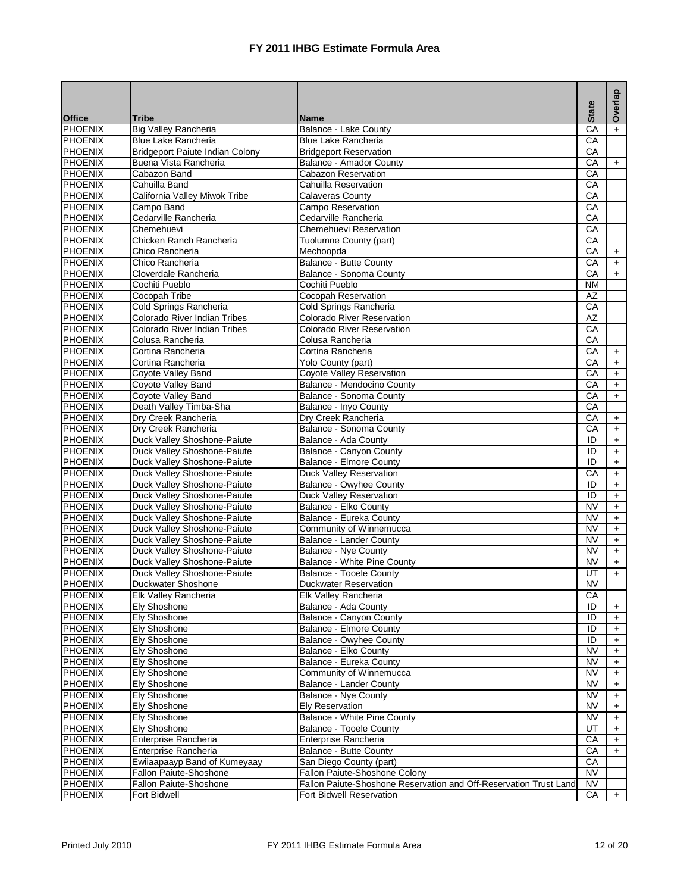# FY 2011 IHBG Estimate Formula Area

| Office | Tribe | Name | State | Overlap |
|---|---|---|---|---|
| PHOENIX | Big Valley Rancheria | Balance - Lake County | CA | + |
| PHOENIX | Blue Lake Rancheria | Blue Lake Rancheria | CA | |
| PHOENIX | Bridgeport Paiute Indian Colony | Bridgeport Reservation | CA | |
| PHOENIX | Buena Vista Rancheria | Balance - Amador County | CA | + |
| PHOENIX | Cabazon Band | Cabazon Reservation | CA | |
| PHOENIX | Cahuilla Band | Cahuilla Reservation | CA | |
| PHOENIX | California Valley Miwok Tribe | Calaveras County | CA | |
| PHOENIX | Campo Band | Campo Reservation | CA | |
| PHOENIX | Cedarville Rancheria | Cedarville Rancheria | CA | |
| PHOENIX | Chemehuevi | Chemehuevi Reservation | CA | |
| PHOENIX | Chicken Ranch Rancheria | Tuolumne County (part) | CA | |
| PHOENIX | Chico Rancheria | Mechoopda | CA | + |
| PHOENIX | Chico Rancheria | Balance - Butte County | CA | + |
| PHOENIX | Cloverdale Rancheria | Balance - Sonoma County | CA | + |
| PHOENIX | Cochiti Pueblo | Cochiti Pueblo | NM | |
| PHOENIX | Cocopah Tribe | Cocopah Reservation | AZ | |
| PHOENIX | Cold Springs Rancheria | Cold Springs Rancheria | CA | |
| PHOENIX | Colorado River Indian Tribes | Colorado River Reservation | AZ | |
| PHOENIX | Colorado River Indian Tribes | Colorado River Reservation | CA | |
| PHOENIX | Colusa Rancheria | Colusa Rancheria | CA | |
| PHOENIX | Cortina Rancheria | Cortina Rancheria | CA | + |
| PHOENIX | Cortina Rancheria | Yolo County (part) | CA | + |
| PHOENIX | Coyote Valley Band | Coyote Valley Reservation | CA | + |
| PHOENIX | Coyote Valley Band | Balance - Mendocino County | CA | + |
| PHOENIX | Coyote Valley Band | Balance - Sonoma County | CA | + |
| PHOENIX | Death Valley Timba-Sha | Balance - Inyo County | CA | |
| PHOENIX | Dry Creek Rancheria | Dry Creek Rancheria | CA | + |
| PHOENIX | Dry Creek Rancheria | Balance - Sonoma County | CA | + |
| PHOENIX | Duck Valley Shoshone-Paiute | Balance - Ada County | ID | + |
| PHOENIX | Duck Valley Shoshone-Paiute | Balance - Canyon County | ID | + |
| PHOENIX | Duck Valley Shoshone-Paiute | Balance - Elmore County | ID | + |
| PHOENIX | Duck Valley Shoshone-Paiute | Duck Valley Reservation | CA | + |
| PHOENIX | Duck Valley Shoshone-Paiute | Balance - Owyhee County | ID | + |
| PHOENIX | Duck Valley Shoshone-Paiute | Duck Valley Reservation | ID | + |
| PHOENIX | Duck Valley Shoshone-Paiute | Balance - Elko County | NV | + |
| PHOENIX | Duck Valley Shoshone-Paiute | Balance - Eureka County | NV | + |
| PHOENIX | Duck Valley Shoshone-Paiute | Community of Winnemucca | NV | + |
| PHOENIX | Duck Valley Shoshone-Paiute | Balance - Lander County | NV | + |
| PHOENIX | Duck Valley Shoshone-Paiute | Balance - Nye County | NV | + |
| PHOENIX | Duck Valley Shoshone-Paiute | Balance - White Pine County | NV | + |
| PHOENIX | Duck Valley Shoshone-Paiute | Balance - Tooele County | UT | + |
| PHOENIX | Duckwater Shoshone | Duckwater Reservation | NV | |
| PHOENIX | Elk Valley Rancheria | Elk Valley Rancheria | CA | |
| PHOENIX | Ely Shoshone | Balance - Ada County | ID | + |
| PHOENIX | Ely Shoshone | Balance - Canyon County | ID | + |
| PHOENIX | Ely Shoshone | Balance - Elmore County | ID | + |
| PHOENIX | Ely Shoshone | Balance - Owyhee County | ID | + |
| PHOENIX | Ely Shoshone | Balance - Elko County | NV | + |
| PHOENIX | Ely Shoshone | Balance - Eureka County | NV | + |
| PHOENIX | Ely Shoshone | Community of Winnemucca | NV | + |
| PHOENIX | Ely Shoshone | Balance - Lander County | NV | + |
| PHOENIX | Ely Shoshone | Balance - Nye County | NV | + |
| PHOENIX | Ely Shoshone | Ely Reservation | NV | + |
| PHOENIX | Ely Shoshone | Balance - White Pine County | NV | + |
| PHOENIX | Ely Shoshone | Balance - Tooele County | UT | + |
| PHOENIX | Enterprise Rancheria | Enterprise Rancheria | CA | + |
| PHOENIX | Enterprise Rancheria | Balance - Butte County | CA | + |
| PHOENIX | Ewiiaapaayp Band of Kumeyaay | San Diego County (part) | CA | |
| PHOENIX | Fallon Paiute-Shoshone | Fallon Paiute-Shoshone Colony | NV | |
| PHOENIX | Fallon Paiute-Shoshone | Fallon Paiute-Shoshone Reservation and Off-Reservation Trust Land | NV | |
| PHOENIX | Fort Bidwell | Fort Bidwell Reservation | CA | + |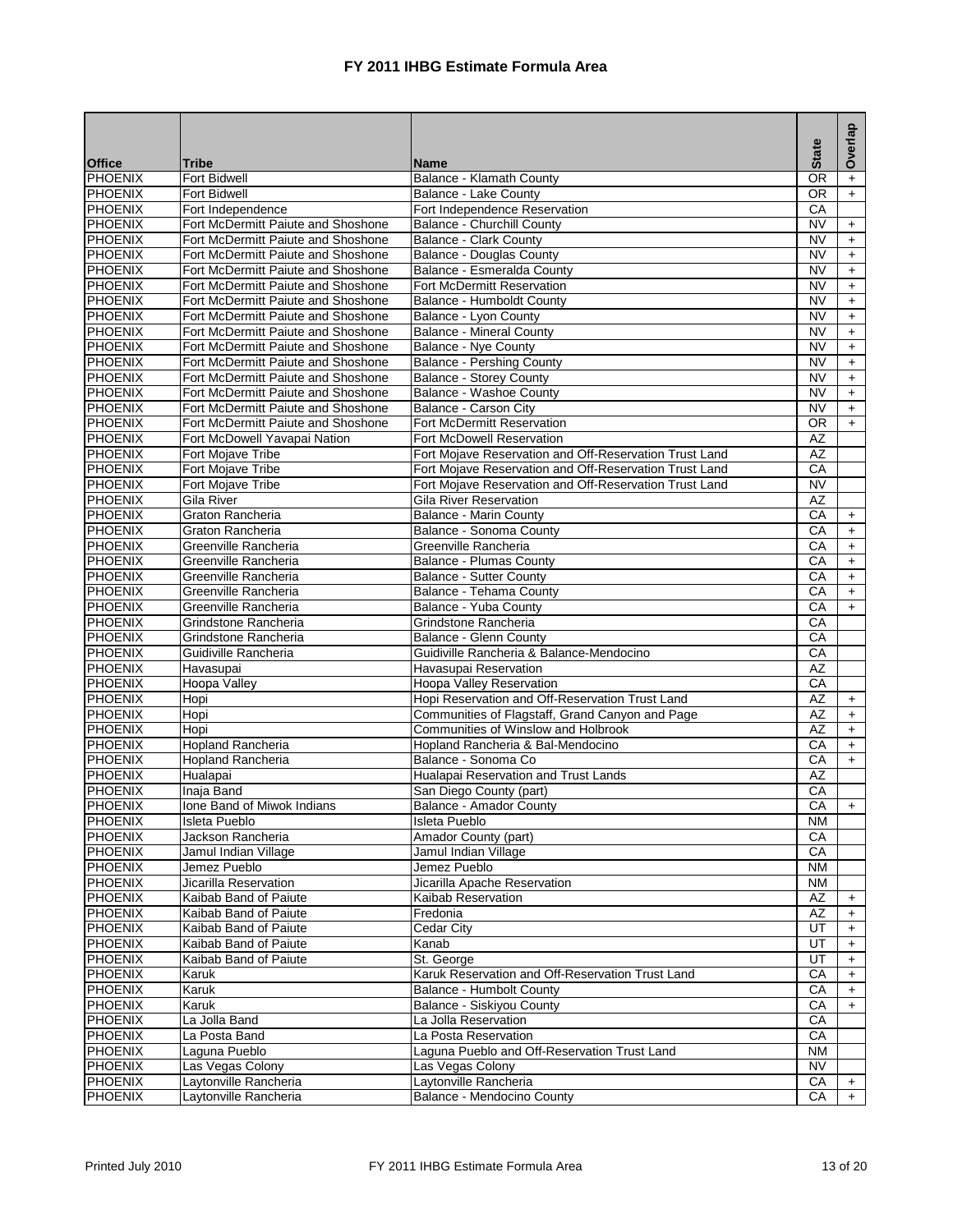# FY 2011 IHBG Estimate Formula Area

| Office | Tribe | Name | State | Overlap |
|---|---|---|---|---|
| PHOENIX | Fort Bidwell | Balance - Klamath County | OR | + |
| PHOENIX | Fort Bidwell | Balance - Lake County | OR | + |
| PHOENIX | Fort Independence | Fort Independence Reservation | CA | |
| PHOENIX | Fort McDermitt Paiute and Shoshone | Balance - Churchill County | NV | + |
| PHOENIX | Fort McDermitt Paiute and Shoshone | Balance - Clark County | NV | + |
| PHOENIX | Fort McDermitt Paiute and Shoshone | Balance - Douglas County | NV | + |
| PHOENIX | Fort McDermitt Paiute and Shoshone | Balance - Esmeralda County | NV | + |
| PHOENIX | Fort McDermitt Paiute and Shoshone | Fort McDermitt Reservation | NV | + |
| PHOENIX | Fort McDermitt Paiute and Shoshone | Balance - Humboldt County | NV | + |
| PHOENIX | Fort McDermitt Paiute and Shoshone | Balance - Lyon County | NV | + |
| PHOENIX | Fort McDermitt Paiute and Shoshone | Balance - Mineral County | NV | + |
| PHOENIX | Fort McDermitt Paiute and Shoshone | Balance - Nye County | NV | + |
| PHOENIX | Fort McDermitt Paiute and Shoshone | Balance - Pershing County | NV | + |
| PHOENIX | Fort McDermitt Paiute and Shoshone | Balance - Storey County | NV | + |
| PHOENIX | Fort McDermitt Paiute and Shoshone | Balance - Washoe County | NV | + |
| PHOENIX | Fort McDermitt Paiute and Shoshone | Balance - Carson City | NV | + |
| PHOENIX | Fort McDermitt Paiute and Shoshone | Fort McDermitt Reservation | OR | + |
| PHOENIX | Fort McDowell Yavapai Nation | Fort McDowell Reservation | AZ | |
| PHOENIX | Fort Mojave Tribe | Fort Mojave Reservation and Off-Reservation Trust Land | AZ | |
| PHOENIX | Fort Mojave Tribe | Fort Mojave Reservation and Off-Reservation Trust Land | CA | |
| PHOENIX | Fort Mojave Tribe | Fort Mojave Reservation and Off-Reservation Trust Land | NV | |
| PHOENIX | Gila River | Gila River Reservation | AZ | |
| PHOENIX | Graton Rancheria | Balance - Marin County | CA | + |
| PHOENIX | Graton Rancheria | Balance - Sonoma County | CA | + |
| PHOENIX | Greenville Rancheria | Greenville Rancheria | CA | + |
| PHOENIX | Greenville Rancheria | Balance - Plumas County | CA | + |
| PHOENIX | Greenville Rancheria | Balance - Sutter County | CA | + |
| PHOENIX | Greenville Rancheria | Balance - Tehama County | CA | + |
| PHOENIX | Greenville Rancheria | Balance - Yuba County | CA | + |
| PHOENIX | Grindstone Rancheria | Grindstone Rancheria | CA | |
| PHOENIX | Grindstone Rancheria | Balance - Glenn County | CA | |
| PHOENIX | Guidiville Rancheria | Guidiville Rancheria & Balance-Mendocino | CA | |
| PHOENIX | Havasupai | Havasupai Reservation | AZ | |
| PHOENIX | Hoopa Valley | Hoopa Valley Reservation | CA | |
| PHOENIX | Hopi | Hopi Reservation and Off-Reservation Trust Land | AZ | + |
| PHOENIX | Hopi | Communities of Flagstaff, Grand Canyon and Page | AZ | + |
| PHOENIX | Hopi | Communities of Winslow and Holbrook | AZ | + |
| PHOENIX | Hopland Rancheria | Hopland Rancheria & Bal-Mendocino | CA | + |
| PHOENIX | Hopland Rancheria | Balance - Sonoma Co | CA | + |
| PHOENIX | Hualapai | Hualapai Reservation and Trust Lands | AZ | |
| PHOENIX | Inaja Band | San Diego County (part) | CA | |
| PHOENIX | Ione Band of Miwok Indians | Balance - Amador County | CA | + |
| PHOENIX | Isleta Pueblo | Isleta Pueblo | NM | |
| PHOENIX | Jackson Rancheria | Amador County (part) | CA | |
| PHOENIX | Jamul Indian Village | Jamul Indian Village | CA | |
| PHOENIX | Jemez Pueblo | Jemez Pueblo | NM | |
| PHOENIX | Jicarilla Reservation | Jicarilla Apache Reservation | NM | |
| PHOENIX | Kaibab Band of Paiute | Kaibab Reservation | AZ | + |
| PHOENIX | Kaibab Band of Paiute | Fredonia | AZ | + |
| PHOENIX | Kaibab Band of Paiute | Cedar City | UT | + |
| PHOENIX | Kaibab Band of Paiute | Kanab | UT | + |
| PHOENIX | Kaibab Band of Paiute | St. George | UT | + |
| PHOENIX | Karuk | Karuk Reservation and Off-Reservation Trust Land | CA | + |
| PHOENIX | Karuk | Balance - Humbolt County | CA | + |
| PHOENIX | Karuk | Balance - Siskiyou County | CA | + |
| PHOENIX | La Jolla Band | La Jolla Reservation | CA | |
| PHOENIX | La Posta Band | La Posta Reservation | CA | |
| PHOENIX | Laguna Pueblo | Laguna Pueblo and Off-Reservation Trust Land | NM | |
| PHOENIX | Las Vegas Colony | Las Vegas Colony | NV | |
| PHOENIX | Laytonville Rancheria | Laytonville Rancheria | CA | + |
| PHOENIX | Laytonville Rancheria | Balance - Mendocino County | CA | + |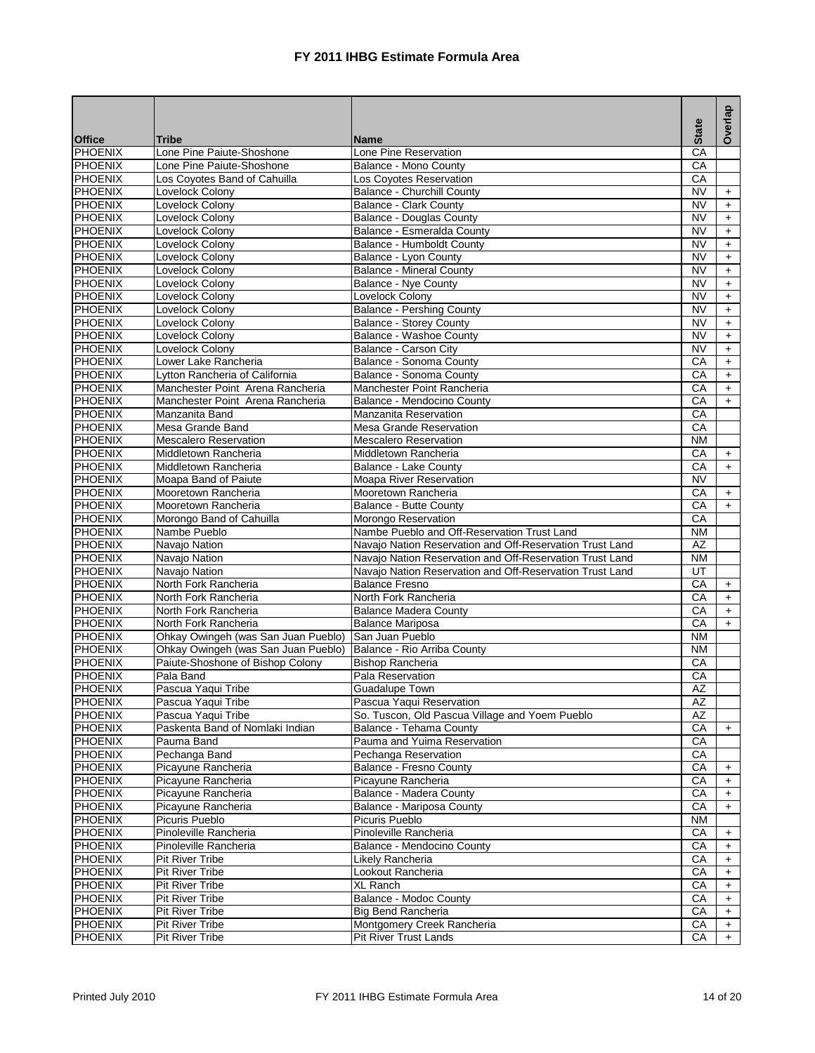# FY 2011 IHBG Estimate Formula Area

| Office | Tribe | Name | State | Overlap |
|---|---|---|---|---|
| PHOENIX | Lone Pine Paiute-Shoshone | Lone Pine Reservation | CA | |
| PHOENIX | Lone Pine Paiute-Shoshone | Balance - Mono County | CA | |
| PHOENIX | Los Coyotes Band of Cahuilla | Los Coyotes Reservation | CA | |
| PHOENIX | Lovelock Colony | Balance - Churchill County | NV | + |
| PHOENIX | Lovelock Colony | Balance - Clark County | NV | + |
| PHOENIX | Lovelock Colony | Balance - Douglas County | NV | + |
| PHOENIX | Lovelock Colony | Balance - Esmeralda County | NV | + |
| PHOENIX | Lovelock Colony | Balance - Humboldt County | NV | + |
| PHOENIX | Lovelock Colony | Balance - Lyon County | NV | + |
| PHOENIX | Lovelock Colony | Balance - Mineral County | NV | + |
| PHOENIX | Lovelock Colony | Balance - Nye County | NV | + |
| PHOENIX | Lovelock Colony | Lovelock Colony | NV | + |
| PHOENIX | Lovelock Colony | Balance - Pershing County | NV | + |
| PHOENIX | Lovelock Colony | Balance - Storey County | NV | + |
| PHOENIX | Lovelock Colony | Balance - Washoe County | NV | + |
| PHOENIX | Lovelock Colony | Balance - Carson City | NV | + |
| PHOENIX | Lower Lake Rancheria | Balance - Sonoma County | CA | + |
| PHOENIX | Lytton Rancheria of California | Balance - Sonoma County | CA | + |
| PHOENIX | Manchester Point Arena Rancheria | Manchester Point Rancheria | CA | + |
| PHOENIX | Manchester Point Arena Rancheria | Balance - Mendocino County | CA | + |
| PHOENIX | Manzanita Band | Manzanita Reservation | CA | |
| PHOENIX | Mesa Grande Band | Mesa Grande Reservation | CA | |
| PHOENIX | Mescalero Reservation | Mescalero Reservation | NM | |
| PHOENIX | Middletown Rancheria | Middletown Rancheria | CA | + |
| PHOENIX | Middletown Rancheria | Balance - Lake County | CA | + |
| PHOENIX | Moapa Band of Paiute | Moapa River Reservation | NV | |
| PHOENIX | Mooretown Rancheria | Mooretown Rancheria | CA | + |
| PHOENIX | Mooretown Rancheria | Balance - Butte County | CA | + |
| PHOENIX | Morongo Band of Cahuilla | Morongo Reservation | CA | |
| PHOENIX | Nambe Pueblo | Nambe Pueblo and Off-Reservation Trust Land | NM | |
| PHOENIX | Navajo Nation | Navajo Nation Reservation and Off-Reservation Trust Land | AZ | |
| PHOENIX | Navajo Nation | Navajo Nation Reservation and Off-Reservation Trust Land | NM | |
| PHOENIX | Navajo Nation | Navajo Nation Reservation and Off-Reservation Trust Land | UT | |
| PHOENIX | North Fork Rancheria | Balance Fresno | CA | + |
| PHOENIX | North Fork Rancheria | North Fork Rancheria | CA | + |
| PHOENIX | North Fork Rancheria | Balance Madera County | CA | + |
| PHOENIX | North Fork Rancheria | Balance Mariposa | CA | + |
| PHOENIX | Ohkay Owingeh (was San Juan Pueblo) | San Juan Pueblo | NM | |
| PHOENIX | Ohkay Owingeh (was San Juan Pueblo) | Balance - Rio Arriba County | NM | |
| PHOENIX | Paiute-Shoshone of Bishop Colony | Bishop Rancheria | CA | |
| PHOENIX | Pala Band | Pala Reservation | CA | |
| PHOENIX | Pascua Yaqui Tribe | Guadalupe Town | AZ | |
| PHOENIX | Pascua Yaqui Tribe | Pascua Yaqui Reservation | AZ | |
| PHOENIX | Pascua Yaqui Tribe | So. Tuscon, Old Pascua Village and Yoem Pueblo | AZ | |
| PHOENIX | Paskenta Band of Nomlaki Indian | Balance - Tehama County | CA | + |
| PHOENIX | Pauma Band | Pauma and Yuima Reservation | CA | |
| PHOENIX | Pechanga Band | Pechanga Reservation | CA | |
| PHOENIX | Picayune Rancheria | Balance - Fresno County | CA | + |
| PHOENIX | Picayune Rancheria | Picayune Rancheria | CA | + |
| PHOENIX | Picayune Rancheria | Balance - Madera County | CA | + |
| PHOENIX | Picayune Rancheria | Balance - Mariposa County | CA | + |
| PHOENIX | Picuris Pueblo | Picuris Pueblo | NM | |
| PHOENIX | Pinoleville Rancheria | Pinoleville Rancheria | CA | + |
| PHOENIX | Pinoleville Rancheria | Balance - Mendocino County | CA | + |
| PHOENIX | Pit River Tribe | Likely Rancheria | CA | + |
| PHOENIX | Pit River Tribe | Lookout Rancheria | CA | + |
| PHOENIX | Pit River Tribe | XL Ranch | CA | + |
| PHOENIX | Pit River Tribe | Balance - Modoc County | CA | + |
| PHOENIX | Pit River Tribe | Big Bend Rancheria | CA | + |
| PHOENIX | Pit River Tribe | Montgomery Creek Rancheria | CA | + |
| PHOENIX | Pit River Tribe | Pit River Trust Lands | CA | + |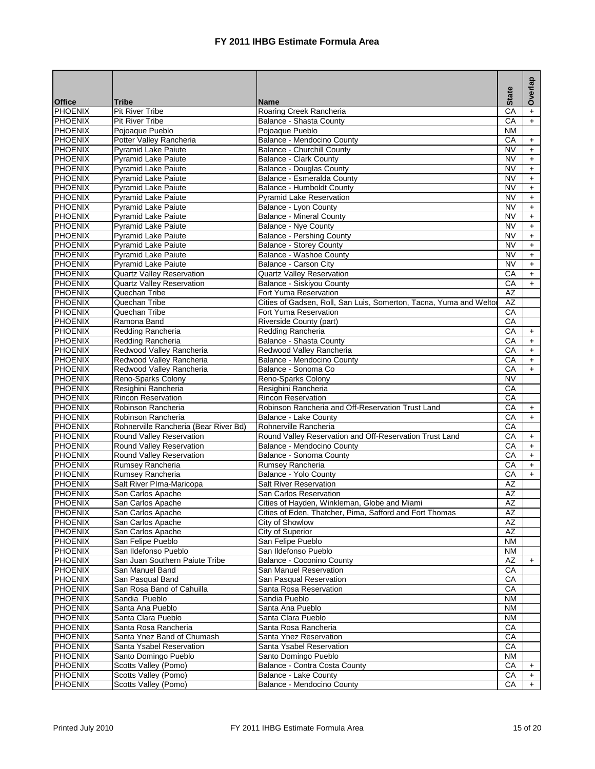# FY 2011 IHBG Estimate Formula Area

| Office | Tribe | Name | State | Overlap |
|---|---|---|---|---|
| PHOENIX | Pit River Tribe | Roaring Creek Rancheria | CA | + |
| PHOENIX | Pit River Tribe | Balance - Shasta County | CA | + |
| PHOENIX | Pojoaque Pueblo | Pojoaque Pueblo | NM | |
| PHOENIX | Potter Valley Rancheria | Balance - Mendocino County | CA | + |
| PHOENIX | Pyramid Lake Paiute | Balance - Churchill County | NV | + |
| PHOENIX | Pyramid Lake Paiute | Balance - Clark County | NV | + |
| PHOENIX | Pyramid Lake Paiute | Balance - Douglas County | NV | + |
| PHOENIX | Pyramid Lake Paiute | Balance - Esmeralda County | NV | + |
| PHOENIX | Pyramid Lake Paiute | Balance - Humboldt County | NV | + |
| PHOENIX | Pyramid Lake Paiute | Pyramid Lake Reservation | NV | + |
| PHOENIX | Pyramid Lake Paiute | Balance - Lyon County | NV | + |
| PHOENIX | Pyramid Lake Paiute | Balance - Mineral County | NV | + |
| PHOENIX | Pyramid Lake Paiute | Balance - Nye County | NV | + |
| PHOENIX | Pyramid Lake Paiute | Balance - Pershing County | NV | + |
| PHOENIX | Pyramid Lake Paiute | Balance - Storey County | NV | + |
| PHOENIX | Pyramid Lake Paiute | Balance - Washoe County | NV | + |
| PHOENIX | Pyramid Lake Paiute | Balance - Carson City | NV | + |
| PHOENIX | Quartz Valley Reservation | Quartz Valley Reservation | CA | + |
| PHOENIX | Quartz Valley Reservation | Balance - Siskiyou County | CA | + |
| PHOENIX | Quechan Tribe | Fort Yuma Reservation | AZ | |
| PHOENIX | Quechan Tribe | Cities of Gadsen, Roll, San Luis, Somerton, Tacna, Yuma and Welto | AZ | |
| PHOENIX | Quechan Tribe | Fort Yuma Reservation | CA | |
| PHOENIX | Ramona Band | Riverside County (part) | CA | |
| PHOENIX | Redding Rancheria | Redding Rancheria | CA | + |
| PHOENIX | Redding Rancheria | Balance - Shasta County | CA | + |
| PHOENIX | Redwood Valley Rancheria | Redwood Valley Rancheria | CA | + |
| PHOENIX | Redwood Valley Rancheria | Balance - Mendocino County | CA | + |
| PHOENIX | Redwood Valley Rancheria | Balance - Sonoma Co | CA | + |
| PHOENIX | Reno-Sparks Colony | Reno-Sparks Colony | NV | |
| PHOENIX | Resighini Rancheria | Resighini Rancheria | CA | |
| PHOENIX | Rincon Reservation | Rincon Reservation | CA | |
| PHOENIX | Robinson Rancheria | Robinson Rancheria and Off-Reservation Trust Land | CA | + |
| PHOENIX | Robinson Rancheria | Balance - Lake County | CA | + |
| PHOENIX | Rohnerville Rancheria (Bear River Bd) | Rohnerville Rancheria | CA | |
| PHOENIX | Round Valley Reservation | Round Valley Reservation and Off-Reservation Trust Land | CA | + |
| PHOENIX | Round Valley Reservation | Balance - Mendocino County | CA | + |
| PHOENIX | Round Valley Reservation | Balance - Sonoma County | CA | + |
| PHOENIX | Rumsey Rancheria | Rumsey Rancheria | CA | + |
| PHOENIX | Rumsey Rancheria | Balance - Yolo County | CA | + |
| PHOENIX | Salt River PIma-Maricopa | Salt River Reservation | AZ | |
| PHOENIX | San Carlos Apache | San Carlos Reservation | AZ | |
| PHOENIX | San Carlos Apache | Cities of Hayden, Winkleman, Globe and Miami | AZ | |
| PHOENIX | San Carlos Apache | Cities of Eden, Thatcher, Pima, Safford and Fort Thomas | AZ | |
| PHOENIX | San Carlos Apache | City of Showlow | AZ | |
| PHOENIX | San Carlos Apache | City of Superior | AZ | |
| PHOENIX | San Felipe Pueblo | San Felipe Pueblo | NM | |
| PHOENIX | San Ildefonso Pueblo | San Ildefonso Pueblo | NM | |
| PHOENIX | San Juan Southern Paiute Tribe | Balance - Coconino County | AZ | + |
| PHOENIX | San Manuel Band | San Manuel Reservation | CA | |
| PHOENIX | San Pasqual Band | San Pasqual Reservation | CA | |
| PHOENIX | San Rosa Band of Cahuilla | Santa Rosa Reservation | CA | |
| PHOENIX | Sandia Pueblo | Sandia Pueblo | NM | |
| PHOENIX | Santa Ana Pueblo | Santa Ana Pueblo | NM | |
| PHOENIX | Santa Clara Pueblo | Santa Clara Pueblo | NM | |
| PHOENIX | Santa Rosa Rancheria | Santa Rosa Rancheria | CA | |
| PHOENIX | Santa Ynez Band of Chumash | Santa Ynez Reservation | CA | |
| PHOENIX | Santa Ysabel Reservation | Santa Ysabel Reservation | CA | |
| PHOENIX | Santo Domingo Pueblo | Santo Domingo Pueblo | NM | |
| PHOENIX | Scotts Valley (Pomo) | Balance - Contra Costa County | CA | + |
| PHOENIX | Scotts Valley (Pomo) | Balance - Lake County | CA | + |
| PHOENIX | Scotts Valley (Pomo) | Balance - Mendocino County | CA | + |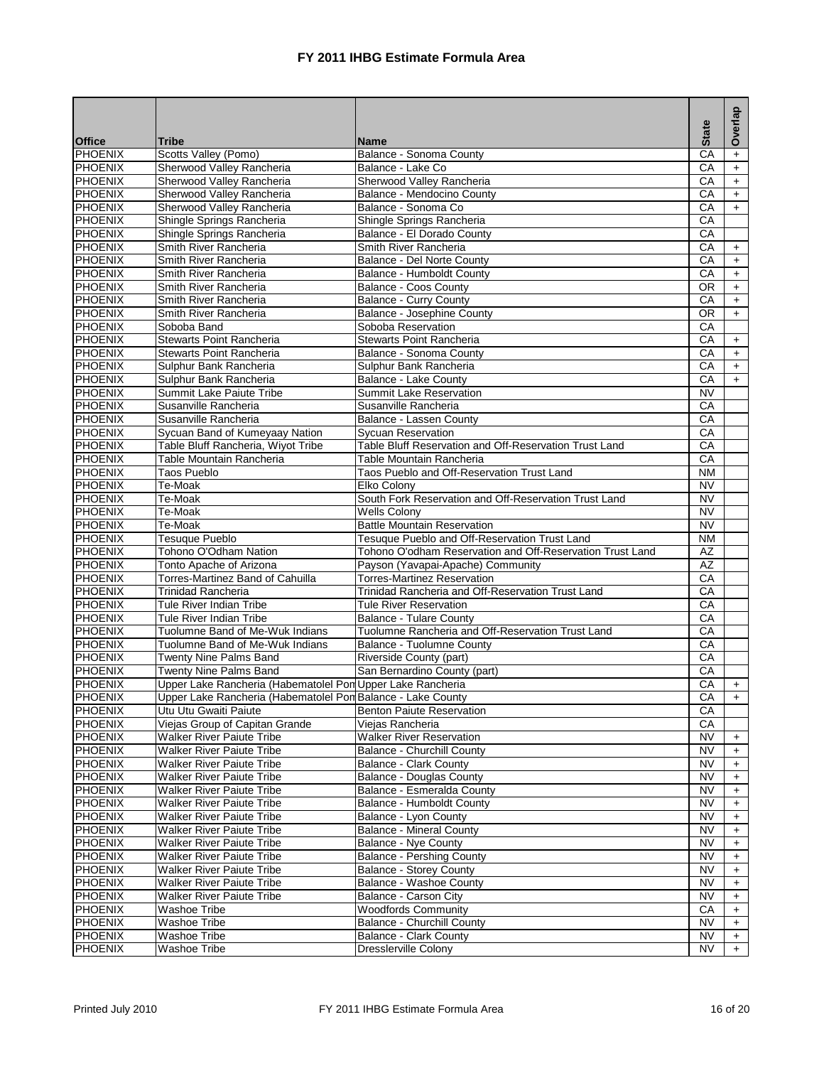# FY 2011 IHBG Estimate Formula Area

| Office | Tribe | Name | State | Overlap |
|---|---|---|---|---|
| PHOENIX | Scotts Valley (Pomo) | Balance - Sonoma County | CA | + |
| PHOENIX | Sherwood Valley Rancheria | Balance - Lake Co | CA | + |
| PHOENIX | Sherwood Valley Rancheria | Sherwood Valley Rancheria | CA | + |
| PHOENIX | Sherwood Valley Rancheria | Balance - Mendocino County | CA | + |
| PHOENIX | Sherwood Valley Rancheria | Balance - Sonoma Co | CA | + |
| PHOENIX | Shingle Springs Rancheria | Shingle Springs Rancheria | CA | |
| PHOENIX | Shingle Springs Rancheria | Balance - El Dorado County | CA | |
| PHOENIX | Smith River Rancheria | Smith River Rancheria | CA | + |
| PHOENIX | Smith River Rancheria | Balance - Del Norte County | CA | + |
| PHOENIX | Smith River Rancheria | Balance - Humboldt County | CA | + |
| PHOENIX | Smith River Rancheria | Balance - Coos County | OR | + |
| PHOENIX | Smith River Rancheria | Balance - Curry County | CA | + |
| PHOENIX | Smith River Rancheria | Balance - Josephine County | OR | + |
| PHOENIX | Soboba Band | Soboba Reservation | CA | |
| PHOENIX | Stewarts Point Rancheria | Stewarts Point Rancheria | CA | + |
| PHOENIX | Stewarts Point Rancheria | Balance - Sonoma County | CA | + |
| PHOENIX | Sulphur Bank Rancheria | Sulphur Bank Rancheria | CA | + |
| PHOENIX | Sulphur Bank Rancheria | Balance - Lake County | CA | + |
| PHOENIX | Summit Lake Paiute Tribe | Summit Lake Reservation | NV | |
| PHOENIX | Susanville Rancheria | Susanville Rancheria | CA | |
| PHOENIX | Susanville Rancheria | Balance - Lassen County | CA | |
| PHOENIX | Sycuan Band of Kumeyaay Nation | Sycuan Reservation | CA | |
| PHOENIX | Table Bluff Rancheria, Wiyot Tribe | Table Bluff Reservation and Off-Reservation Trust Land | CA | |
| PHOENIX | Table Mountain Rancheria | Table Mountain Rancheria | CA | |
| PHOENIX | Taos Pueblo | Taos Pueblo and Off-Reservation Trust Land | NM | |
| PHOENIX | Te-Moak | Elko Colony | NV | |
| PHOENIX | Te-Moak | South Fork Reservation and Off-Reservation Trust Land | NV | |
| PHOENIX | Te-Moak | Wells Colony | NV | |
| PHOENIX | Te-Moak | Battle Mountain Reservation | NV | |
| PHOENIX | Tesuque Pueblo | Tesuque Pueblo and Off-Reservation Trust Land | NM | |
| PHOENIX | Tohono O'Odham Nation | Tohono O'odham Reservation and Off-Reservation Trust Land | AZ | |
| PHOENIX | Tonto Apache of Arizona | Payson (Yavapai-Apache) Community | AZ | |
| PHOENIX | Torres-Martinez Band of Cahuilla | Torres-Martinez Reservation | CA | |
| PHOENIX | Trinidad Rancheria | Trinidad Rancheria and Off-Reservation Trust Land | CA | |
| PHOENIX | Tule River Indian Tribe | Tule River Reservation | CA | |
| PHOENIX | Tule River Indian Tribe | Balance - Tulare County | CA | |
| PHOENIX | Tuolumne Band of Me-Wuk Indians | Tuolumne Rancheria and Off-Reservation Trust Land | CA | |
| PHOENIX | Tuolumne Band of Me-Wuk Indians | Balance - Tuolumne County | CA | |
| PHOENIX | Twenty Nine Palms Band | Riverside County (part) | CA | |
| PHOENIX | Twenty Nine Palms Band | San Bernardino County (part) | CA | |
| PHOENIX | Upper Lake Rancheria (Habematolel Pon | Upper Lake Rancheria | CA | + |
| PHOENIX | Upper Lake Rancheria (Habematolel Pon | Balance - Lake County | CA | + |
| PHOENIX | Utu Utu Gwaiti Paiute | Benton Paiute Reservation | CA | |
| PHOENIX | Viejas Group of Capitan Grande | Viejas Rancheria | CA | |
| PHOENIX | Walker River Paiute Tribe | Walker River Reservation | NV | + |
| PHOENIX | Walker River Paiute Tribe | Balance - Churchill County | NV | + |
| PHOENIX | Walker River Paiute Tribe | Balance - Clark County | NV | + |
| PHOENIX | Walker River Paiute Tribe | Balance - Douglas County | NV | + |
| PHOENIX | Walker River Paiute Tribe | Balance - Esmeralda County | NV | + |
| PHOENIX | Walker River Paiute Tribe | Balance - Humboldt County | NV | + |
| PHOENIX | Walker River Paiute Tribe | Balance - Lyon County | NV | + |
| PHOENIX | Walker River Paiute Tribe | Balance - Mineral County | NV | + |
| PHOENIX | Walker River Paiute Tribe | Balance - Nye County | NV | + |
| PHOENIX | Walker River Paiute Tribe | Balance - Pershing County | NV | + |
| PHOENIX | Walker River Paiute Tribe | Balance - Storey County | NV | + |
| PHOENIX | Walker River Paiute Tribe | Balance - Washoe County | NV | + |
| PHOENIX | Walker River Paiute Tribe | Balance - Carson City | NV | + |
| PHOENIX | Washoe Tribe | Woodfords Community | CA | + |
| PHOENIX | Washoe Tribe | Balance - Churchill County | NV | + |
| PHOENIX | Washoe Tribe | Balance - Clark County | NV | + |
| PHOENIX | Washoe Tribe | Dresslerville Colony | NV | + |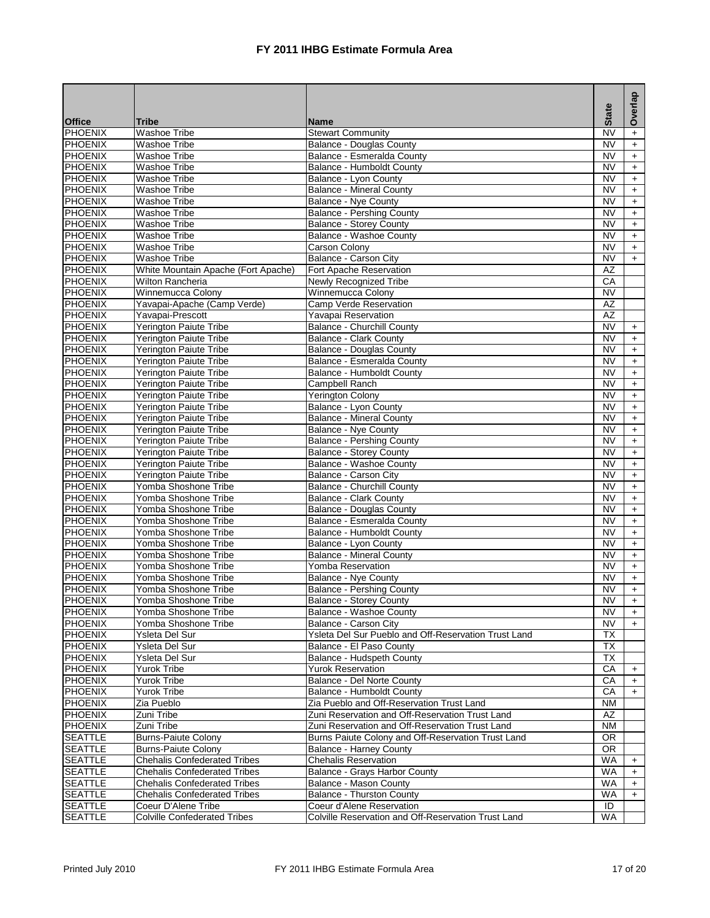# FY 2011 IHBG Estimate Formula Area

| Office | Tribe | Name | State | Overlap |
|---|---|---|---|---|
| PHOENIX | Washoe Tribe | Stewart Community | NV | + |
| PHOENIX | Washoe Tribe | Balance - Douglas County | NV | + |
| PHOENIX | Washoe Tribe | Balance - Esmeralda County | NV | + |
| PHOENIX | Washoe Tribe | Balance - Humboldt County | NV | + |
| PHOENIX | Washoe Tribe | Balance - Lyon County | NV | + |
| PHOENIX | Washoe Tribe | Balance - Mineral County | NV | + |
| PHOENIX | Washoe Tribe | Balance - Nye County | NV | + |
| PHOENIX | Washoe Tribe | Balance - Pershing County | NV | + |
| PHOENIX | Washoe Tribe | Balance - Storey County | NV | + |
| PHOENIX | Washoe Tribe | Balance - Washoe County | NV | + |
| PHOENIX | Washoe Tribe | Carson Colony | NV | + |
| PHOENIX | Washoe Tribe | Balance - Carson City | NV | + |
| PHOENIX | White Mountain Apache (Fort Apache) | Fort Apache Reservation | AZ | |
| PHOENIX | Wilton Rancheria | Newly Recognized Tribe | CA | |
| PHOENIX | Winnemucca Colony | Winnemucca Colony | NV | |
| PHOENIX | Yavapai-Apache (Camp Verde) | Camp Verde Reservation | AZ | |
| PHOENIX | Yavapai-Prescott | Yavapai Reservation | AZ | |
| PHOENIX | Yerington Paiute Tribe | Balance - Churchill County | NV | + |
| PHOENIX | Yerington Paiute Tribe | Balance - Clark County | NV | + |
| PHOENIX | Yerington Paiute Tribe | Balance - Douglas County | NV | + |
| PHOENIX | Yerington Paiute Tribe | Balance - Esmeralda County | NV | + |
| PHOENIX | Yerington Paiute Tribe | Balance - Humboldt County | NV | + |
| PHOENIX | Yerington Paiute Tribe | Campbell Ranch | NV | + |
| PHOENIX | Yerington Paiute Tribe | Yerington Colony | NV | + |
| PHOENIX | Yerington Paiute Tribe | Balance - Lyon County | NV | + |
| PHOENIX | Yerington Paiute Tribe | Balance - Mineral County | NV | + |
| PHOENIX | Yerington Paiute Tribe | Balance - Nye County | NV | + |
| PHOENIX | Yerington Paiute Tribe | Balance - Pershing County | NV | + |
| PHOENIX | Yerington Paiute Tribe | Balance - Storey County | NV | + |
| PHOENIX | Yerington Paiute Tribe | Balance - Washoe County | NV | + |
| PHOENIX | Yerington Paiute Tribe | Balance - Carson City | NV | + |
| PHOENIX | Yomba Shoshone Tribe | Balance - Churchill County | NV | + |
| PHOENIX | Yomba Shoshone Tribe | Balance - Clark County | NV | + |
| PHOENIX | Yomba Shoshone Tribe | Balance - Douglas County | NV | + |
| PHOENIX | Yomba Shoshone Tribe | Balance - Esmeralda County | NV | + |
| PHOENIX | Yomba Shoshone Tribe | Balance - Humboldt County | NV | + |
| PHOENIX | Yomba Shoshone Tribe | Balance - Lyon County | NV | + |
| PHOENIX | Yomba Shoshone Tribe | Balance - Mineral County | NV | + |
| PHOENIX | Yomba Shoshone Tribe | Yomba Reservation | NV | + |
| PHOENIX | Yomba Shoshone Tribe | Balance - Nye County | NV | + |
| PHOENIX | Yomba Shoshone Tribe | Balance - Pershing County | NV | + |
| PHOENIX | Yomba Shoshone Tribe | Balance - Storey County | NV | + |
| PHOENIX | Yomba Shoshone Tribe | Balance - Washoe County | NV | + |
| PHOENIX | Yomba Shoshone Tribe | Balance - Carson City | NV | + |
| PHOENIX | Ysleta Del Sur | Ysleta Del Sur Pueblo and Off-Reservation Trust Land | TX | |
| PHOENIX | Ysleta Del Sur | Balance - El Paso County | TX | |
| PHOENIX | Ysleta Del Sur | Balance - Hudspeth County | TX | |
| PHOENIX | Yurok Tribe | Yurok Reservation | CA | + |
| PHOENIX | Yurok Tribe | Balance - Del Norte County | CA | + |
| PHOENIX | Yurok Tribe | Balance - Humboldt County | CA | + |
| PHOENIX | Zia Pueblo | Zia Pueblo and Off-Reservation Trust Land | NM | |
| PHOENIX | Zuni Tribe | Zuni Reservation and Off-Reservation Trust Land | AZ | |
| PHOENIX | Zuni Tribe | Zuni Reservation and Off-Reservation Trust Land | NM | |
| SEATTLE | Burns-Paiute Colony | Burns Paiute Colony and Off-Reservation Trust Land | OR | |
| SEATTLE | Burns-Paiute Colony | Balance - Harney County | OR | |
| SEATTLE | Chehalis Confederated Tribes | Chehalis Reservation | WA | + |
| SEATTLE | Chehalis Confederated Tribes | Balance - Grays Harbor County | WA | + |
| SEATTLE | Chehalis Confederated Tribes | Balance - Mason County | WA | + |
| SEATTLE | Chehalis Confederated Tribes | Balance - Thurston County | WA | + |
| SEATTLE | Coeur D'Alene Tribe | Coeur d'Alene Reservation | ID | |
| SEATTLE | Colville Confederated Tribes | Colville Reservation and Off-Reservation Trust Land | WA | |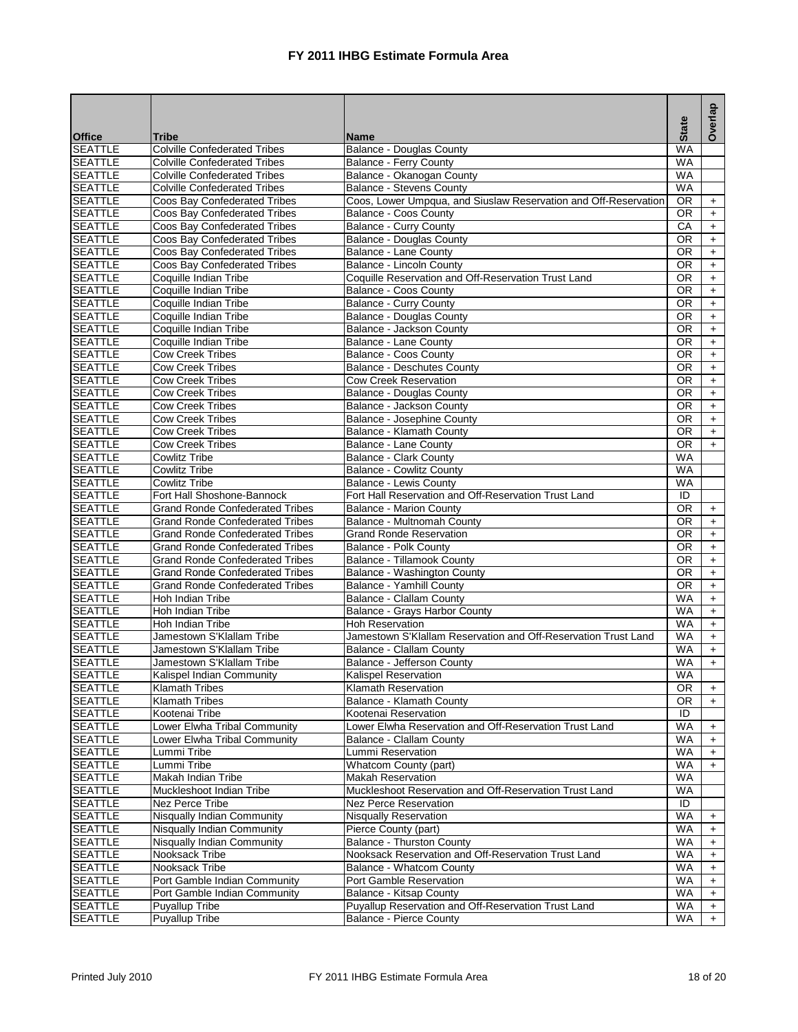# FY 2011 IHBG Estimate Formula Area

| Office | Tribe | Name | State | Overlap |
|---|---|---|---|---|
| SEATTLE | Colville Confederated Tribes | Balance - Douglas County | WA | |
| SEATTLE | Colville Confederated Tribes | Balance - Ferry County | WA | |
| SEATTLE | Colville Confederated Tribes | Balance - Okanogan County | WA | |
| SEATTLE | Colville Confederated Tribes | Balance - Stevens County | WA | |
| SEATTLE | Coos Bay Confederated Tribes | Coos, Lower Umpqua, and Siuslaw Reservation and Off-Reservation | OR | + |
| SEATTLE | Coos Bay Confederated Tribes | Balance - Coos County | OR | + |
| SEATTLE | Coos Bay Confederated Tribes | Balance - Curry County | CA | + |
| SEATTLE | Coos Bay Confederated Tribes | Balance - Douglas County | OR | + |
| SEATTLE | Coos Bay Confederated Tribes | Balance - Lane County | OR | + |
| SEATTLE | Coos Bay Confederated Tribes | Balance - Lincoln County | OR | + |
| SEATTLE | Coquille Indian Tribe | Coquille Reservation and Off-Reservation Trust Land | OR | + |
| SEATTLE | Coquille Indian Tribe | Balance - Coos County | OR | + |
| SEATTLE | Coquille Indian Tribe | Balance - Curry County | OR | + |
| SEATTLE | Coquille Indian Tribe | Balance - Douglas County | OR | + |
| SEATTLE | Coquille Indian Tribe | Balance - Jackson County | OR | + |
| SEATTLE | Coquille Indian Tribe | Balance - Lane County | OR | + |
| SEATTLE | Cow Creek Tribes | Balance - Coos County | OR | + |
| SEATTLE | Cow Creek Tribes | Balance - Deschutes County | OR | + |
| SEATTLE | Cow Creek Tribes | Cow Creek Reservation | OR | + |
| SEATTLE | Cow Creek Tribes | Balance - Douglas County | OR | + |
| SEATTLE | Cow Creek Tribes | Balance - Jackson County | OR | + |
| SEATTLE | Cow Creek Tribes | Balance - Josephine County | OR | + |
| SEATTLE | Cow Creek Tribes | Balance - Klamath County | OR | + |
| SEATTLE | Cow Creek Tribes | Balance - Lane County | OR | + |
| SEATTLE | Cowlitz Tribe | Balance - Clark County | WA | |
| SEATTLE | Cowlitz Tribe | Balance - Cowlitz County | WA | |
| SEATTLE | Cowlitz Tribe | Balance - Lewis County | WA | |
| SEATTLE | Fort Hall Shoshone-Bannock | Fort Hall Reservation and Off-Reservation Trust Land | ID | |
| SEATTLE | Grand Ronde Confederated Tribes | Balance - Marion County | OR | + |
| SEATTLE | Grand Ronde Confederated Tribes | Balance - Multnomah County | OR | + |
| SEATTLE | Grand Ronde Confederated Tribes | Grand Ronde Reservation | OR | + |
| SEATTLE | Grand Ronde Confederated Tribes | Balance - Polk County | OR | + |
| SEATTLE | Grand Ronde Confederated Tribes | Balance - Tillamook County | OR | + |
| SEATTLE | Grand Ronde Confederated Tribes | Balance - Washington County | OR | + |
| SEATTLE | Grand Ronde Confederated Tribes | Balance - Yamhill County | OR | + |
| SEATTLE | Hoh Indian Tribe | Balance - Clallam County | WA | + |
| SEATTLE | Hoh Indian Tribe | Balance - Grays Harbor County | WA | + |
| SEATTLE | Hoh Indian Tribe | Hoh Reservation | WA | + |
| SEATTLE | Jamestown S'Klallam Tribe | Jamestown S'Klallam Reservation and Off-Reservation Trust Land | WA | + |
| SEATTLE | Jamestown S'Klallam Tribe | Balance - Clallam County | WA | + |
| SEATTLE | Jamestown S'Klallam Tribe | Balance - Jefferson County | WA | + |
| SEATTLE | Kalispel Indian Community | Kalispel Reservation | WA | |
| SEATTLE | Klamath Tribes | Klamath Reservation | OR | + |
| SEATTLE | Klamath Tribes | Balance - Klamath County | OR | + |
| SEATTLE | Kootenai Tribe | Kootenai Reservation | ID | |
| SEATTLE | Lower Elwha Tribal Community | Lower Elwha Reservation and Off-Reservation Trust Land | WA | + |
| SEATTLE | Lower Elwha Tribal Community | Balance - Clallam County | WA | + |
| SEATTLE | Lummi Tribe | Lummi Reservation | WA | + |
| SEATTLE | Lummi Tribe | Whatcom County (part) | WA | + |
| SEATTLE | Makah Indian Tribe | Makah Reservation | WA | |
| SEATTLE | Muckleshoot Indian Tribe | Muckleshoot Reservation and Off-Reservation Trust Land | WA | |
| SEATTLE | Nez Perce Tribe | Nez Perce Reservation | ID | |
| SEATTLE | Nisqually Indian Community | Nisqually Reservation | WA | + |
| SEATTLE | Nisqually Indian Community | Pierce County (part) | WA | + |
| SEATTLE | Nisqually Indian Community | Balance - Thurston County | WA | + |
| SEATTLE | Nooksack Tribe | Nooksack Reservation and Off-Reservation Trust Land | WA | + |
| SEATTLE | Nooksack Tribe | Balance - Whatcom County | WA | + |
| SEATTLE | Port Gamble Indian Community | Port Gamble Reservation | WA | + |
| SEATTLE | Port Gamble Indian Community | Balance - Kitsap County | WA | + |
| SEATTLE | Puyallup Tribe | Puyallup Reservation and Off-Reservation Trust Land | WA | + |
| SEATTLE | Puyallup Tribe | Balance - Pierce County | WA | + |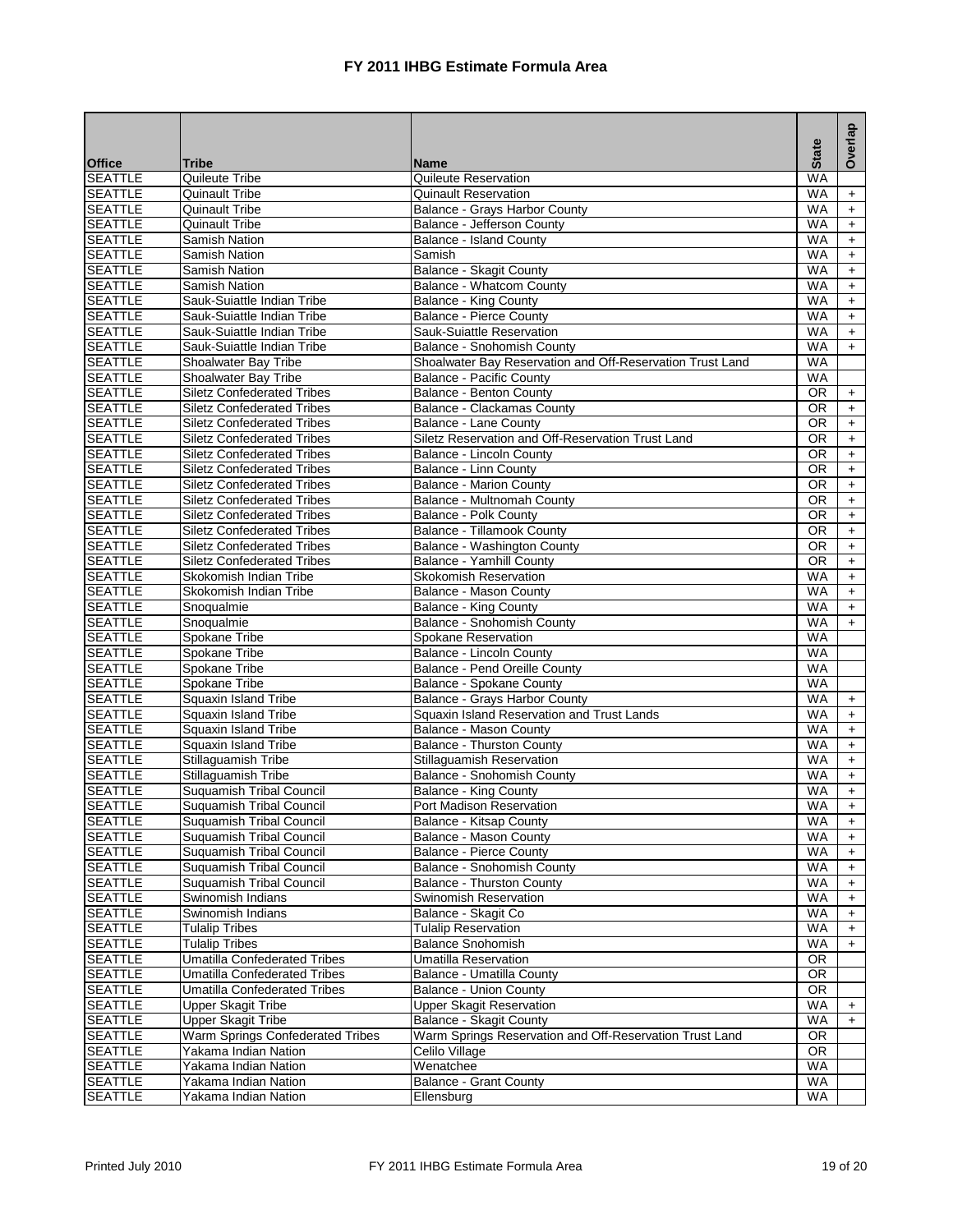# FY 2011 IHBG Estimate Formula Area

| Office | Tribe | Name | State | Overlap |
|---|---|---|---|---|
| SEATTLE | Quileute Tribe | Quileute Reservation | WA | |
| SEATTLE | Quinault Tribe | Quinault Reservation | WA | + |
| SEATTLE | Quinault Tribe | Balance - Grays Harbor County | WA | + |
| SEATTLE | Quinault Tribe | Balance - Jefferson County | WA | + |
| SEATTLE | Samish Nation | Balance - Island County | WA | + |
| SEATTLE | Samish Nation | Samish | WA | + |
| SEATTLE | Samish Nation | Balance - Skagit County | WA | + |
| SEATTLE | Samish Nation | Balance - Whatcom County | WA | + |
| SEATTLE | Sauk-Suiattle Indian Tribe | Balance - King County | WA | + |
| SEATTLE | Sauk-Suiattle Indian Tribe | Balance - Pierce County | WA | + |
| SEATTLE | Sauk-Suiattle Indian Tribe | Sauk-Suiattle Reservation | WA | + |
| SEATTLE | Sauk-Suiattle Indian Tribe | Balance - Snohomish County | WA | + |
| SEATTLE | Shoalwater Bay Tribe | Shoalwater Bay Reservation and Off-Reservation Trust Land | WA | |
| SEATTLE | Shoalwater Bay Tribe | Balance - Pacific County | WA | |
| SEATTLE | Siletz Confederated Tribes | Balance - Benton County | OR | + |
| SEATTLE | Siletz Confederated Tribes | Balance - Clackamas County | OR | + |
| SEATTLE | Siletz Confederated Tribes | Balance - Lane County | OR | + |
| SEATTLE | Siletz Confederated Tribes | Siletz Reservation and Off-Reservation Trust Land | OR | + |
| SEATTLE | Siletz Confederated Tribes | Balance - Lincoln County | OR | + |
| SEATTLE | Siletz Confederated Tribes | Balance - Linn County | OR | + |
| SEATTLE | Siletz Confederated Tribes | Balance - Marion County | OR | + |
| SEATTLE | Siletz Confederated Tribes | Balance - Multnomah County | OR | + |
| SEATTLE | Siletz Confederated Tribes | Balance - Polk County | OR | + |
| SEATTLE | Siletz Confederated Tribes | Balance - Tillamook County | OR | + |
| SEATTLE | Siletz Confederated Tribes | Balance - Washington County | OR | + |
| SEATTLE | Siletz Confederated Tribes | Balance - Yamhill County | OR | + |
| SEATTLE | Skokomish Indian Tribe | Skokomish Reservation | WA | + |
| SEATTLE | Skokomish Indian Tribe | Balance - Mason County | WA | + |
| SEATTLE | Snoqualmie | Balance - King County | WA | + |
| SEATTLE | Snoqualmie | Balance - Snohomish County | WA | + |
| SEATTLE | Spokane Tribe | Spokane Reservation | WA | |
| SEATTLE | Spokane Tribe | Balance - Lincoln County | WA | |
| SEATTLE | Spokane Tribe | Balance - Pend Oreille County | WA | |
| SEATTLE | Spokane Tribe | Balance - Spokane County | WA | |
| SEATTLE | Squaxin Island Tribe | Balance - Grays Harbor County | WA | + |
| SEATTLE | Squaxin Island Tribe | Squaxin Island Reservation and Trust Lands | WA | + |
| SEATTLE | Squaxin Island Tribe | Balance - Mason County | WA | + |
| SEATTLE | Squaxin Island Tribe | Balance - Thurston County | WA | + |
| SEATTLE | Stillaguamish Tribe | Stillaguamish Reservation | WA | + |
| SEATTLE | Stillaguamish Tribe | Balance - Snohomish County | WA | + |
| SEATTLE | Suquamish Tribal Council | Balance - King County | WA | + |
| SEATTLE | Suquamish Tribal Council | Port Madison Reservation | WA | + |
| SEATTLE | Suquamish Tribal Council | Balance - Kitsap County | WA | + |
| SEATTLE | Suquamish Tribal Council | Balance - Mason County | WA | + |
| SEATTLE | Suquamish Tribal Council | Balance - Pierce County | WA | + |
| SEATTLE | Suquamish Tribal Council | Balance - Snohomish County | WA | + |
| SEATTLE | Suquamish Tribal Council | Balance - Thurston County | WA | + |
| SEATTLE | Swinomish Indians | Swinomish Reservation | WA | + |
| SEATTLE | Swinomish Indians | Balance - Skagit Co | WA | + |
| SEATTLE | Tulalip Tribes | Tulalip Reservation | WA | + |
| SEATTLE | Tulalip Tribes | Balance Snohomish | WA | + |
| SEATTLE | Umatilla Confederated Tribes | Umatilla Reservation | OR | |
| SEATTLE | Umatilla Confederated Tribes | Balance - Umatilla County | OR | |
| SEATTLE | Umatilla Confederated Tribes | Balance - Union County | OR | |
| SEATTLE | Upper Skagit Tribe | Upper Skagit Reservation | WA | + |
| SEATTLE | Upper Skagit Tribe | Balance - Skagit County | WA | + |
| SEATTLE | Warm Springs Confederated Tribes | Warm Springs Reservation and Off-Reservation Trust Land | OR | |
| SEATTLE | Yakama Indian Nation | Celilo Village | OR | |
| SEATTLE | Yakama Indian Nation | Wenatchee | WA | |
| SEATTLE | Yakama Indian Nation | Balance - Grant County | WA | |
| SEATTLE | Yakama Indian Nation | Ellensburg | WA | |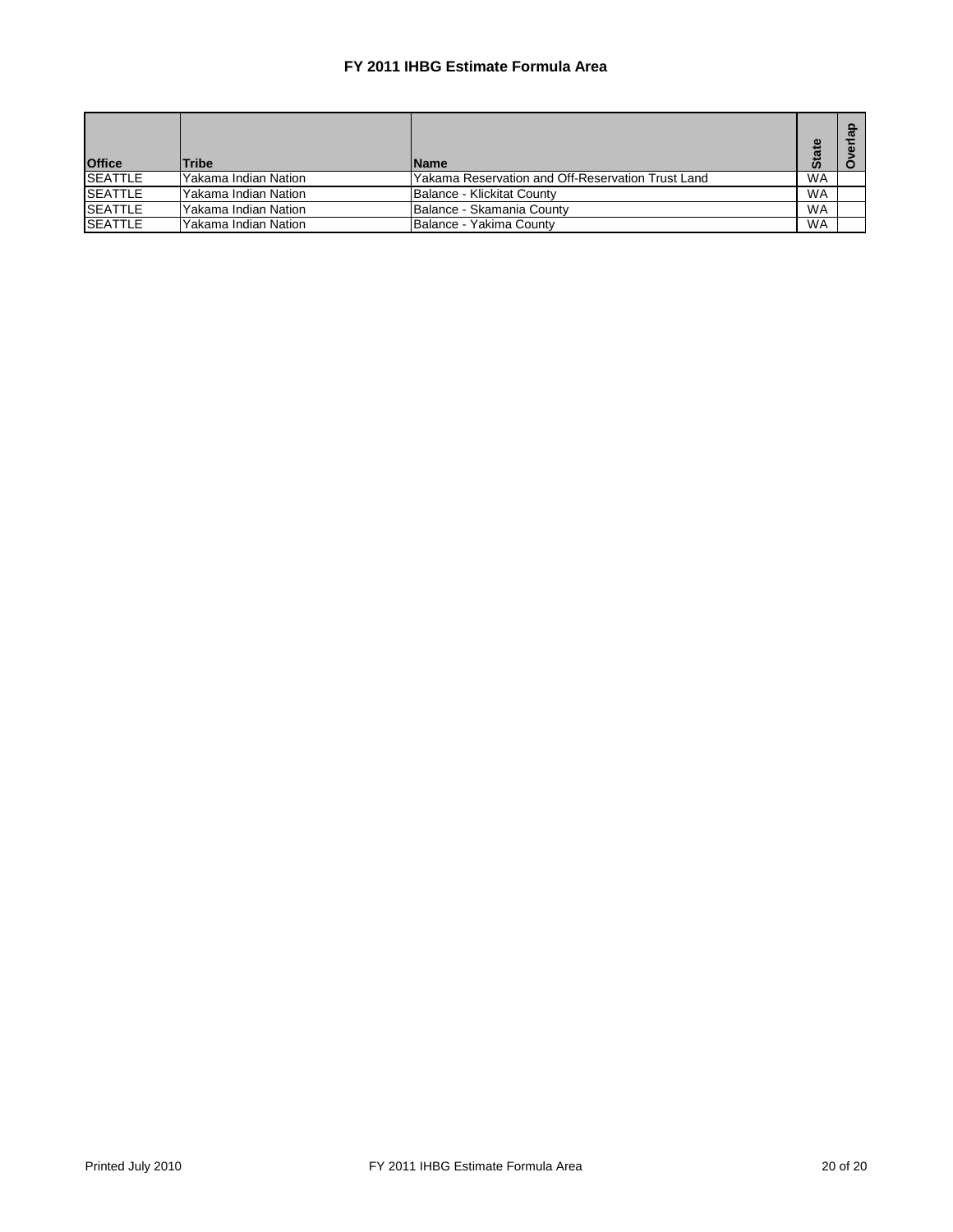# FY 2011 IHBG Estimate Formula Area

| Office | Tribe | Name | State | Overlap |
|---|---|---|---|---|
| SEATTLE | Yakama Indian Nation | Yakama Reservation and Off-Reservation Trust Land | WA | |
| SEATTLE | Yakama Indian Nation | Balance - Klickitat County | WA | |
| SEATTLE | Yakama Indian Nation | Balance - Skamania County | WA | |
| SEATTLE | Yakama Indian Nation | Balance - Yakima County | WA | |